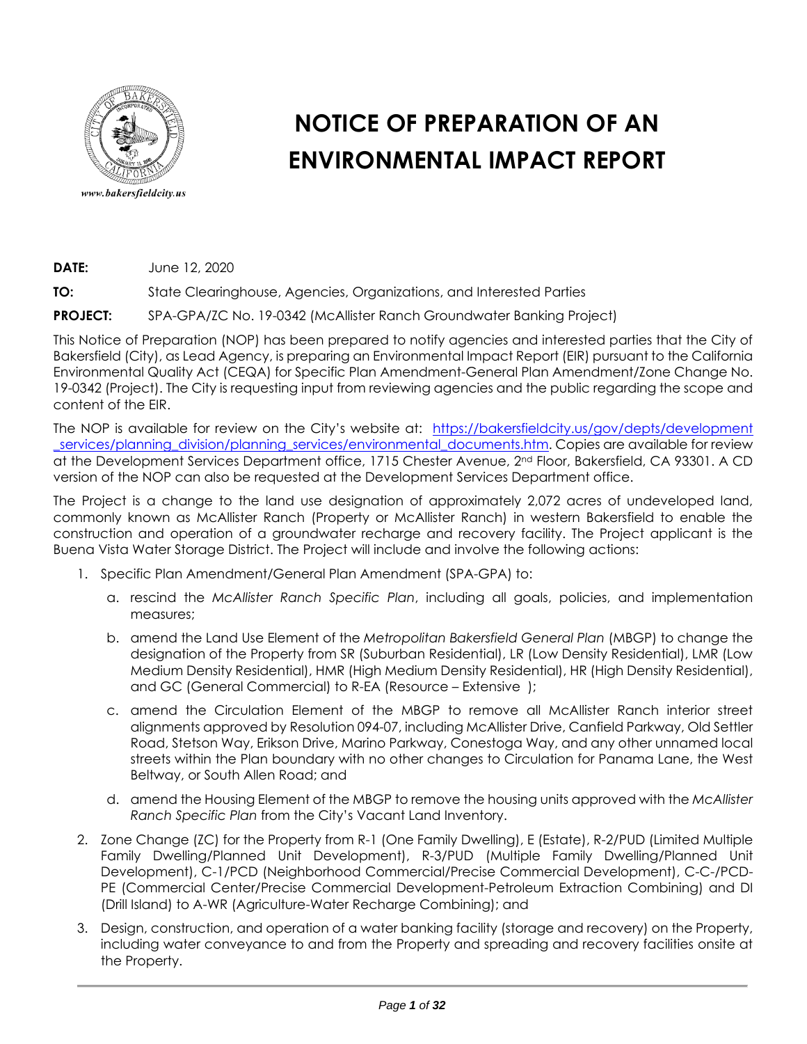www.bakersfieldcity.us

# NOTICE OF PREPARATION OF AN ENVIRONMENTAL IMPACT REPORT

**DATE:** June 12, 2020

**TO:** State Clearinghouse, Agencies, Organizations, and Interested Parties

**PROJECT:** SPA-GPA/ZC No. 19-0342 (McAllister Ranch Groundwater Banking Project)

This Notice of Preparation (NOP) has been prepared to notify agencies and interested parties that the City of Bakersfield (City), as Lead Agency, is preparing an Environmental Impact Report (EIR) pursuant to the California Environmental Quality Act (CEQA) for Specific Plan Amendment-General Plan Amendment/Zone Change No. 19-0342 (Project). The City is requesting input from reviewing agencies and the public regarding the scope and content of the EIR.

The NOP is available for review on the City's website at: https://bakersfieldcity.us/gov/depts/development_services/planning_division/planning_services/environmental_documents.htm. Copies are available for review at the Development Services Department office, 1715 Chester Avenue, 2nd Floor, Bakersfield, CA 93301. A CD version of the NOP can also be requested at the Development Services Department office.

The Project is a change to the land use designation of approximately 2,072 acres of undeveloped land, commonly known as McAllister Ranch (Property or McAllister Ranch) in western Bakersfield to enable the construction and operation of a groundwater recharge and recovery facility. The Project applicant is the Buena Vista Water Storage District. The Project will include and involve the following actions:

1. Specific Plan Amendment/General Plan Amendment (SPA-GPA) to:
   a. rescind the *McAllister Ranch Specific Plan*, including all goals, policies, and implementation measures;
   b. amend the Land Use Element of the *Metropolitan Bakersfield General Plan* (MBGP) to change the designation of the Property from SR (Suburban Residential), LR (Low Density Residential), LMR (Low Medium Density Residential), HMR (High Medium Density Residential), HR (High Density Residential), and GC (General Commercial) to R-EA (Resource – Extensive );
   c. amend the Circulation Element of the MBGP to remove all McAllister Ranch interior street alignments approved by Resolution 094-07, including McAllister Drive, Canfield Parkway, Old Settler Road, Stetson Way, Erikson Drive, Marino Parkway, Conestoga Way, and any other unnamed local streets within the Plan boundary with no other changes to Circulation for Panama Lane, the West Beltway, or South Allen Road; and
   d. amend the Housing Element of the MBGP to remove the housing units approved with the *McAllister Ranch Specific Plan* from the City's Vacant Land Inventory.
2. Zone Change (ZC) for the Property from R-1 (One Family Dwelling), E (Estate), R-2/PUD (Limited Multiple Family Dwelling/Planned Unit Development), R-3/PUD (Multiple Family Dwelling/Planned Unit Development), C-1/PCD (Neighborhood Commercial/Precise Commercial Development), C-C-/PCD-PE (Commercial Center/Precise Commercial Development-Petroleum Extraction Combining) and DI (Drill Island) to A-WR (Agriculture-Water Recharge Combining); and
3. Design, construction, and operation of a water banking facility (storage and recovery) on the Property, including water conveyance to and from the Property and spreading and recovery facilities onsite at the Property.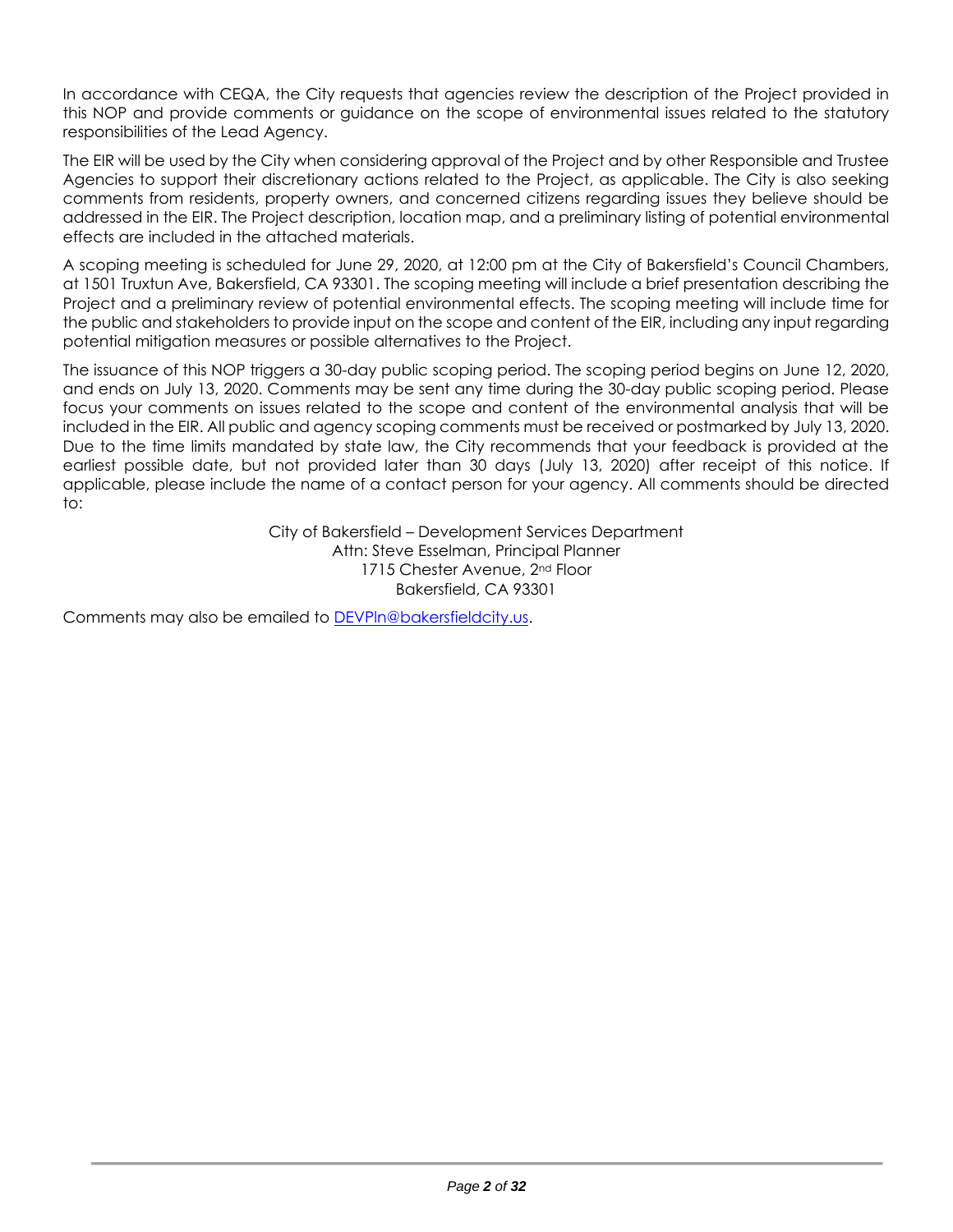In accordance with CEQA, the City requests that agencies review the description of the Project provided in this NOP and provide comments or guidance on the scope of environmental issues related to the statutory responsibilities of the Lead Agency.

The EIR will be used by the City when considering approval of the Project and by other Responsible and Trustee Agencies to support their discretionary actions related to the Project, as applicable. The City is also seeking comments from residents, property owners, and concerned citizens regarding issues they believe should be addressed in the EIR. The Project description, location map, and a preliminary listing of potential environmental effects are included in the attached materials.

A scoping meeting is scheduled for June 29, 2020, at 12:00 pm at the City of Bakersfield's Council Chambers, at 1501 Truxtun Ave, Bakersfield, CA 93301. The scoping meeting will include a brief presentation describing the Project and a preliminary review of potential environmental effects. The scoping meeting will include time for the public and stakeholders to provide input on the scope and content of the EIR, including any input regarding potential mitigation measures or possible alternatives to the Project.

The issuance of this NOP triggers a 30-day public scoping period. The scoping period begins on June 12, 2020, and ends on July 13, 2020. Comments may be sent any time during the 30-day public scoping period. Please focus your comments on issues related to the scope and content of the environmental analysis that will be included in the EIR. All public and agency scoping comments must be received or postmarked by July 13, 2020. Due to the time limits mandated by state law, the City recommends that your feedback is provided at the earliest possible date, but not provided later than 30 days (July 13, 2020) after receipt of this notice. If applicable, please include the name of a contact person for your agency. All comments should be directed to:

City of Bakersfield – Development Services Department
Attn: Steve Esselman, Principal Planner
1715 Chester Avenue, 2nd Floor
Bakersfield, CA 93301

Comments may also be emailed to DEVPln@bakersfieldcity.us.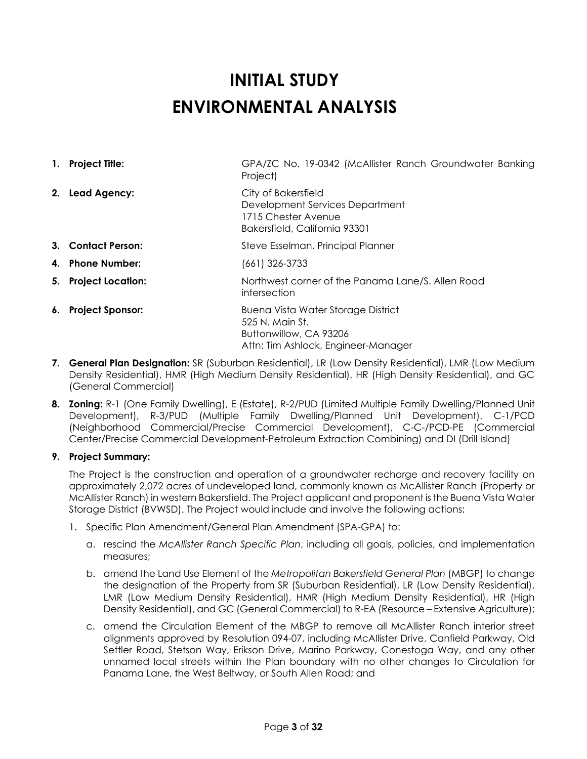# INITIAL STUDY
# ENVIRONMENTAL ANALYSIS

1. **Project Title:** GPA/ZC No. 19-0342 (McAllister Ranch Groundwater Banking Project)
2. **Lead Agency:** City of Bakersfield
   Development Services Department
   1715 Chester Avenue
   Bakersfield, California 93301
3. **Contact Person:** Steve Esselman, Principal Planner
4. **Phone Number:** (661) 326-3733
5. **Project Location:** Northwest corner of the Panama Lane/S. Allen Road intersection
6. **Project Sponsor:** Buena Vista Water Storage District
   525 N. Main St.
   Buttonwillow, CA 93206
   Attn: Tim Ashlock, Engineer-Manager
7. **General Plan Designation:** SR (Suburban Residential), LR (Low Density Residential), LMR (Low Medium Density Residential), HMR (High Medium Density Residential), HR (High Density Residential), and GC (General Commercial)
8. **Zoning:** R-1 (One Family Dwelling), E (Estate), R-2/PUD (Limited Multiple Family Dwelling/Planned Unit Development), R-3/PUD (Multiple Family Dwelling/Planned Unit Development), C-1/PCD (Neighborhood Commercial/Precise Commercial Development), C-C-/PCD-PE (Commercial Center/Precise Commercial Development-Petroleum Extraction Combining) and DI (Drill Island)
9. **Project Summary:**

   The Project is the construction and operation of a groundwater recharge and recovery facility on approximately 2,072 acres of undeveloped land, commonly known as McAllister Ranch (Property or McAllister Ranch) in western Bakersfield. The Project applicant and proponent is the Buena Vista Water Storage District (BVWSD). The Project would include and involve the following actions:

   1. Specific Plan Amendment/General Plan Amendment (SPA-GPA) to:
      a. rescind the *McAllister Ranch Specific Plan*, including all goals, policies, and implementation measures;
      b. amend the Land Use Element of the *Metropolitan Bakersfield General Plan* (MBGP) to change the designation of the Property from SR (Suburban Residential), LR (Low Density Residential), LMR (Low Medium Density Residential), HMR (High Medium Density Residential), HR (High Density Residential), and GC (General Commercial) to R-EA (Resource – Extensive Agriculture);
      c. amend the Circulation Element of the MBGP to remove all McAllister Ranch interior street alignments approved by Resolution 094-07, including McAllister Drive, Canfield Parkway, Old Settler Road, Stetson Way, Erikson Drive, Marino Parkway, Conestoga Way, and any other unnamed local streets within the Plan boundary with no other changes to Circulation for Panama Lane, the West Beltway, or South Allen Road; and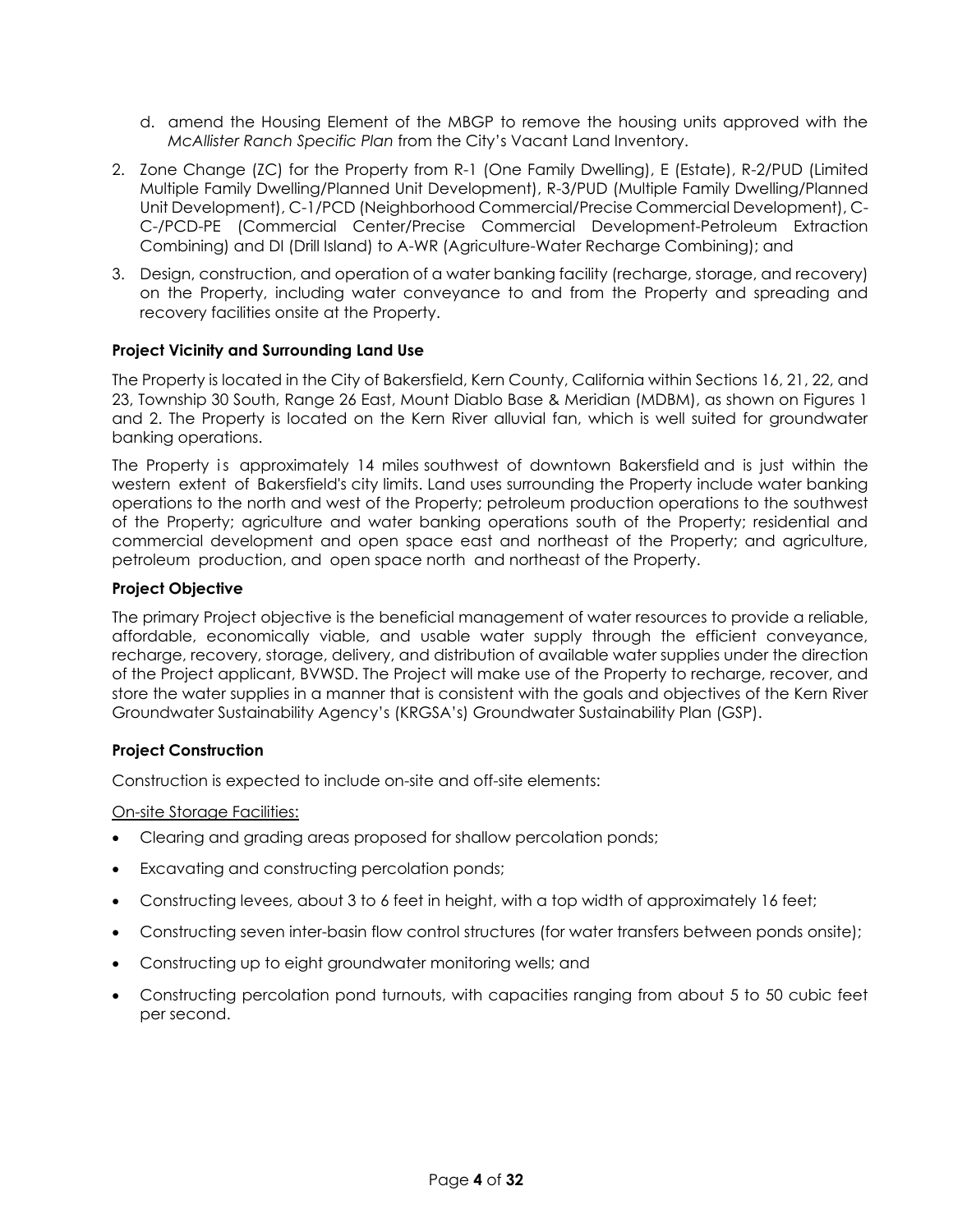d. amend the Housing Element of the MBGP to remove the housing units approved with the *McAllister Ranch Specific Plan* from the City's Vacant Land Inventory.

2. Zone Change (ZC) for the Property from R-1 (One Family Dwelling), E (Estate), R-2/PUD (Limited Multiple Family Dwelling/Planned Unit Development), R-3/PUD (Multiple Family Dwelling/Planned Unit Development), C-1/PCD (Neighborhood Commercial/Precise Commercial Development), C-C-/PCD-PE (Commercial Center/Precise Commercial Development-Petroleum Extraction Combining) and DI (Drill Island) to A-WR (Agriculture-Water Recharge Combining); and

3. Design, construction, and operation of a water banking facility (recharge, storage, and recovery) on the Property, including water conveyance to and from the Property and spreading and recovery facilities onsite at the Property.

**Project Vicinity and Surrounding Land Use**

The Property is located in the City of Bakersfield, Kern County, California within Sections 16, 21, 22, and 23, Township 30 South, Range 26 East, Mount Diablo Base & Meridian (MDBM), as shown on Figures 1 and 2. The Property is located on the Kern River alluvial fan, which is well suited for groundwater banking operations.

The Property is approximately 14 miles southwest of downtown Bakersfield and is just within the western extent of Bakersfield's city limits. Land uses surrounding the Property include water banking operations to the north and west of the Property; petroleum production operations to the southwest of the Property; agriculture and water banking operations south of the Property; residential and commercial development and open space east and northeast of the Property; and agriculture, petroleum production, and open space north and northeast of the Property.

**Project Objective**

The primary Project objective is the beneficial management of water resources to provide a reliable, affordable, economically viable, and usable water supply through the efficient conveyance, recharge, recovery, storage, delivery, and distribution of available water supplies under the direction of the Project applicant, BVWSD. The Project will make use of the Property to recharge, recover, and store the water supplies in a manner that is consistent with the goals and objectives of the Kern River Groundwater Sustainability Agency's (KRGSA's) Groundwater Sustainability Plan (GSP).

**Project Construction**

Construction is expected to include on-site and off-site elements:

<u>On-site Storage Facilities:</u>

- Clearing and grading areas proposed for shallow percolation ponds;
- Excavating and constructing percolation ponds;
- Constructing levees, about 3 to 6 feet in height, with a top width of approximately 16 feet;
- Constructing seven inter-basin flow control structures (for water transfers between ponds onsite);
- Constructing up to eight groundwater monitoring wells; and
- Constructing percolation pond turnouts, with capacities ranging from about 5 to 50 cubic feet per second.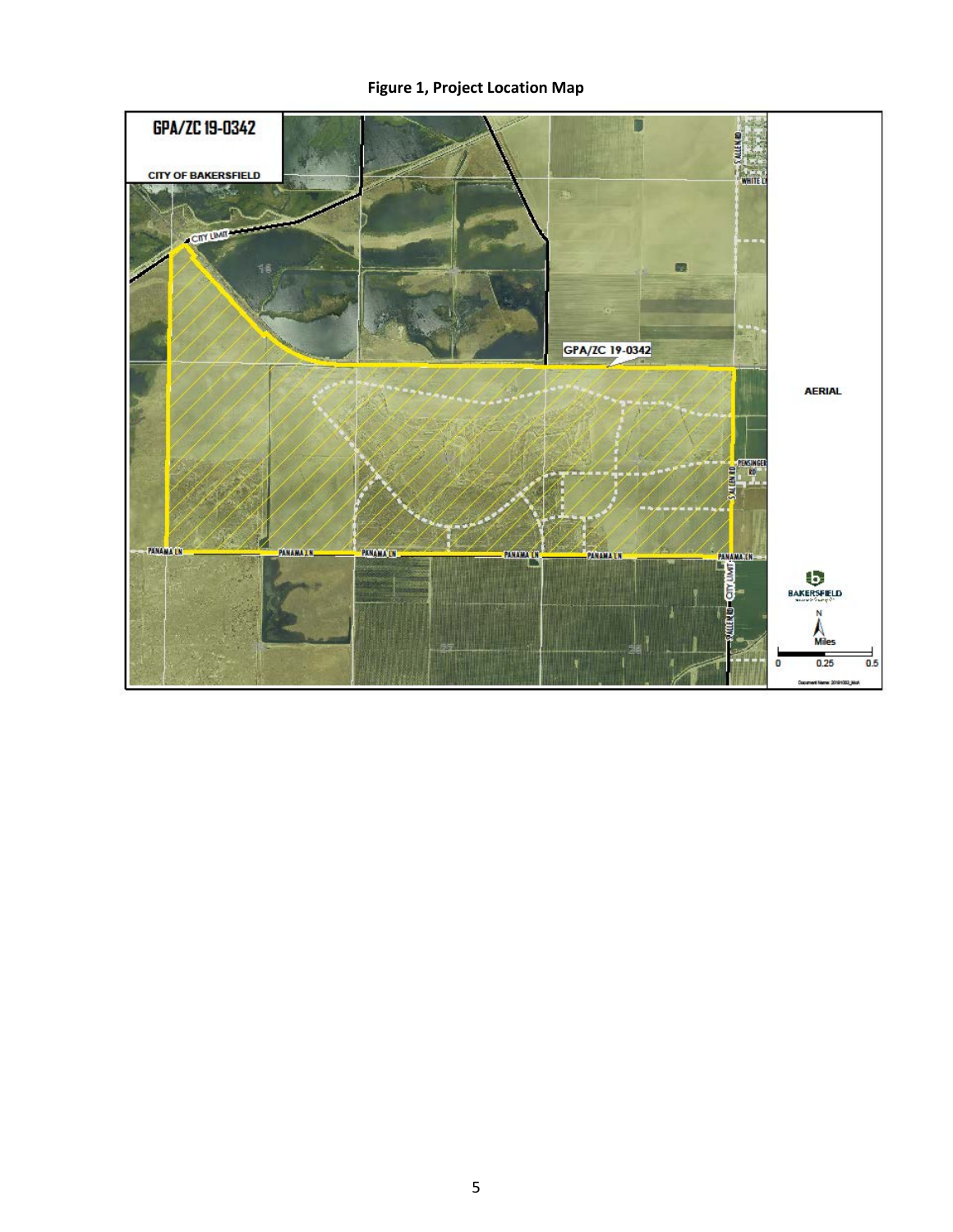**Figure 1, Project Location Map**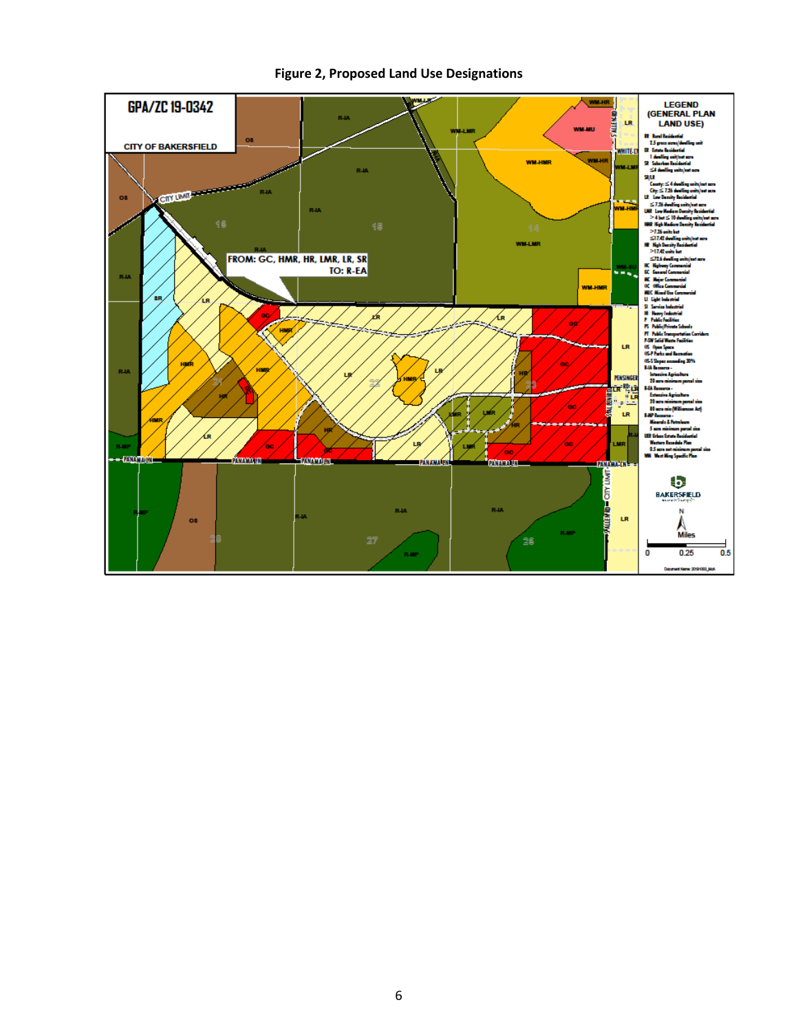**Figure 2, Proposed Land Use Designations**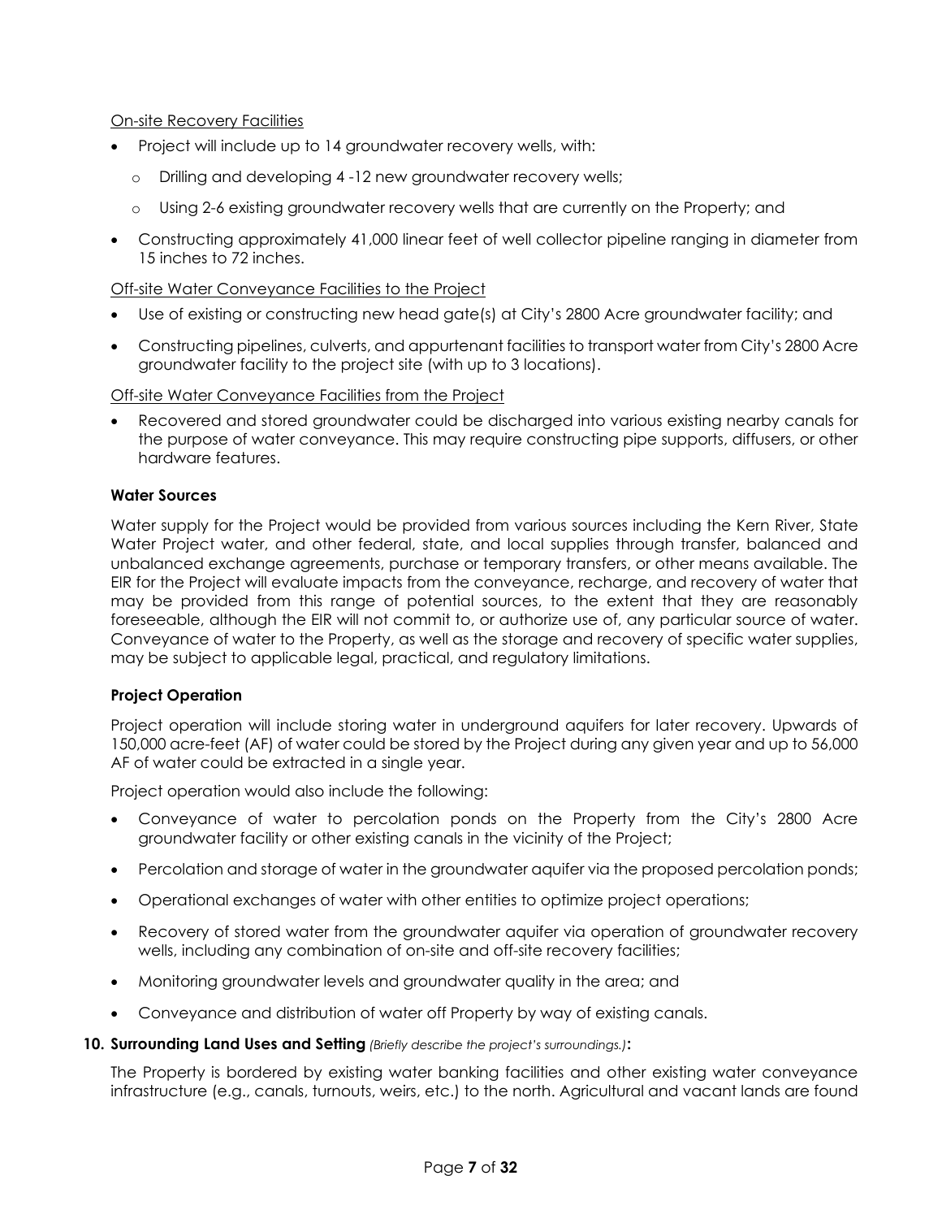On-site Recovery Facilities

- Project will include up to 14 groundwater recovery wells, with:
  - Drilling and developing 4 -12 new groundwater recovery wells;
  - Using 2-6 existing groundwater recovery wells that are currently on the Property; and
- Constructing approximately 41,000 linear feet of well collector pipeline ranging in diameter from 15 inches to 72 inches.

Off-site Water Conveyance Facilities to the Project

- Use of existing or constructing new head gate(s) at City's 2800 Acre groundwater facility; and
- Constructing pipelines, culverts, and appurtenant facilities to transport water from City's 2800 Acre groundwater facility to the project site (with up to 3 locations).

Off-site Water Conveyance Facilities from the Project

- Recovered and stored groundwater could be discharged into various existing nearby canals for the purpose of water conveyance. This may require constructing pipe supports, diffusers, or other hardware features.

**Water Sources**

Water supply for the Project would be provided from various sources including the Kern River, State Water Project water, and other federal, state, and local supplies through transfer, balanced and unbalanced exchange agreements, purchase or temporary transfers, or other means available. The EIR for the Project will evaluate impacts from the conveyance, recharge, and recovery of water that may be provided from this range of potential sources, to the extent that they are reasonably foreseeable, although the EIR will not commit to, or authorize use of, any particular source of water. Conveyance of water to the Property, as well as the storage and recovery of specific water supplies, may be subject to applicable legal, practical, and regulatory limitations.

**Project Operation**

Project operation will include storing water in underground aquifers for later recovery. Upwards of 150,000 acre-feet (AF) of water could be stored by the Project during any given year and up to 56,000 AF of water could be extracted in a single year.

Project operation would also include the following:

- Conveyance of water to percolation ponds on the Property from the City's 2800 Acre groundwater facility or other existing canals in the vicinity of the Project;
- Percolation and storage of water in the groundwater aquifer via the proposed percolation ponds;
- Operational exchanges of water with other entities to optimize project operations;
- Recovery of stored water from the groundwater aquifer via operation of groundwater recovery wells, including any combination of on-site and off-site recovery facilities;
- Monitoring groundwater levels and groundwater quality in the area; and
- Conveyance and distribution of water off Property by way of existing canals.

**10. Surrounding Land Uses and Setting** *(Briefly describe the project's surroundings.)***:**

The Property is bordered by existing water banking facilities and other existing water conveyance infrastructure (e.g., canals, turnouts, weirs, etc.) to the north. Agricultural and vacant lands are found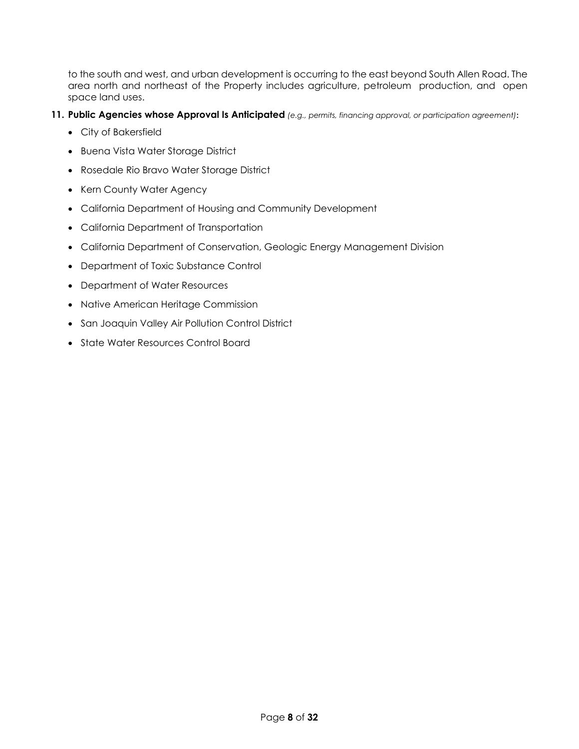to the south and west, and urban development is occurring to the east beyond South Allen Road. The area north and northeast of the Property includes agriculture, petroleum production, and open space land uses.

**11. Public Agencies whose Approval Is Anticipated** *(e.g., permits, financing approval, or participation agreement)*:

- City of Bakersfield
- Buena Vista Water Storage District
- Rosedale Rio Bravo Water Storage District
- Kern County Water Agency
- California Department of Housing and Community Development
- California Department of Transportation
- California Department of Conservation, Geologic Energy Management Division
- Department of Toxic Substance Control
- Department of Water Resources
- Native American Heritage Commission
- San Joaquin Valley Air Pollution Control District
- State Water Resources Control Board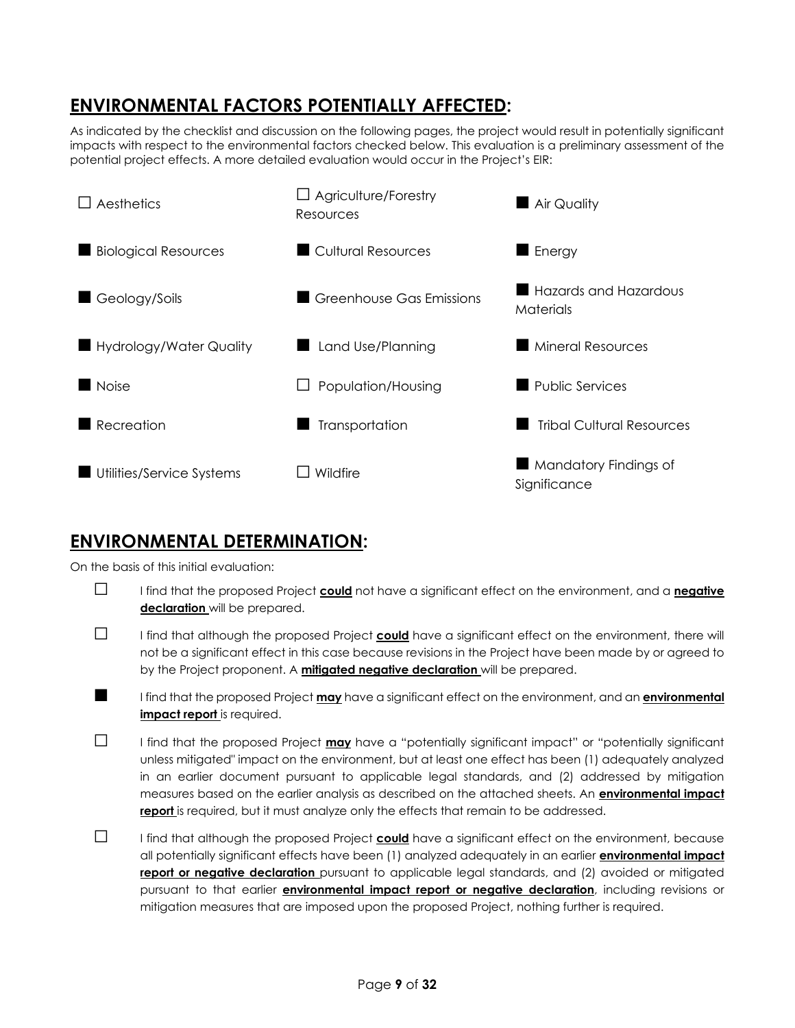## ENVIRONMENTAL FACTORS POTENTIALLY AFFECTED:

As indicated by the checklist and discussion on the following pages, the project would result in potentially significant impacts with respect to the environmental factors checked below. This evaluation is a preliminary assessment of the potential project effects. A more detailed evaluation would occur in the Project's EIR:

| | | |
|---|---|---|
| ☐ Aesthetics | ☐ Agriculture/Forestry Resources | ■ Air Quality |
| ■ Biological Resources | ■ Cultural Resources | ■ Energy |
| ■ Geology/Soils | ■ Greenhouse Gas Emissions | ■ Hazards and Hazardous Materials |
| ■ Hydrology/Water Quality | ■ Land Use/Planning | ■ Mineral Resources |
| ■ Noise | ☐ Population/Housing | ■ Public Services |
| ■ Recreation | ■ Transportation | ■ Tribal Cultural Resources |
| ■ Utilities/Service Systems | ☐ Wildfire | ■ Mandatory Findings of Significance |

## ENVIRONMENTAL DETERMINATION:

On the basis of this initial evaluation:

☐ I find that the proposed Project **could** not have a significant effect on the environment, and a **negative declaration** will be prepared.

☐ I find that although the proposed Project **could** have a significant effect on the environment, there will not be a significant effect in this case because revisions in the Project have been made by or agreed to by the Project proponent. A **mitigated negative declaration** will be prepared.

■ I find that the proposed Project **may** have a significant effect on the environment, and an **environmental impact report** is required.

☐ I find that the proposed Project **may** have a "potentially significant impact" or "potentially significant unless mitigated" impact on the environment, but at least one effect has been (1) adequately analyzed in an earlier document pursuant to applicable legal standards, and (2) addressed by mitigation measures based on the earlier analysis as described on the attached sheets. An **environmental impact report** is required, but it must analyze only the effects that remain to be addressed.

☐ I find that although the proposed Project **could** have a significant effect on the environment, because all potentially significant effects have been (1) analyzed adequately in an earlier **environmental impact report or negative declaration** pursuant to applicable legal standards, and (2) avoided or mitigated pursuant to that earlier **environmental impact report or negative declaration**, including revisions or mitigation measures that are imposed upon the proposed Project, nothing further is required.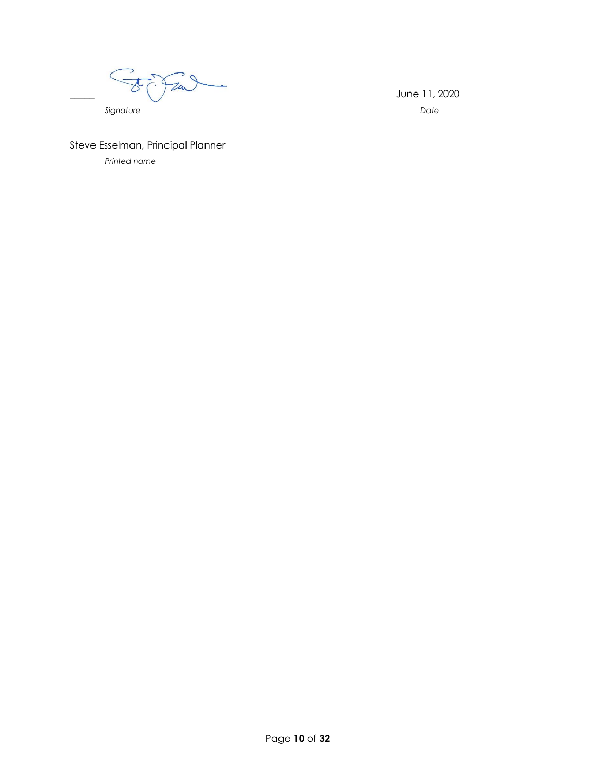_______________________________________ June 11, 2020

*Signature* *Date*

Steve Esselman, Principal Planner

*Printed name*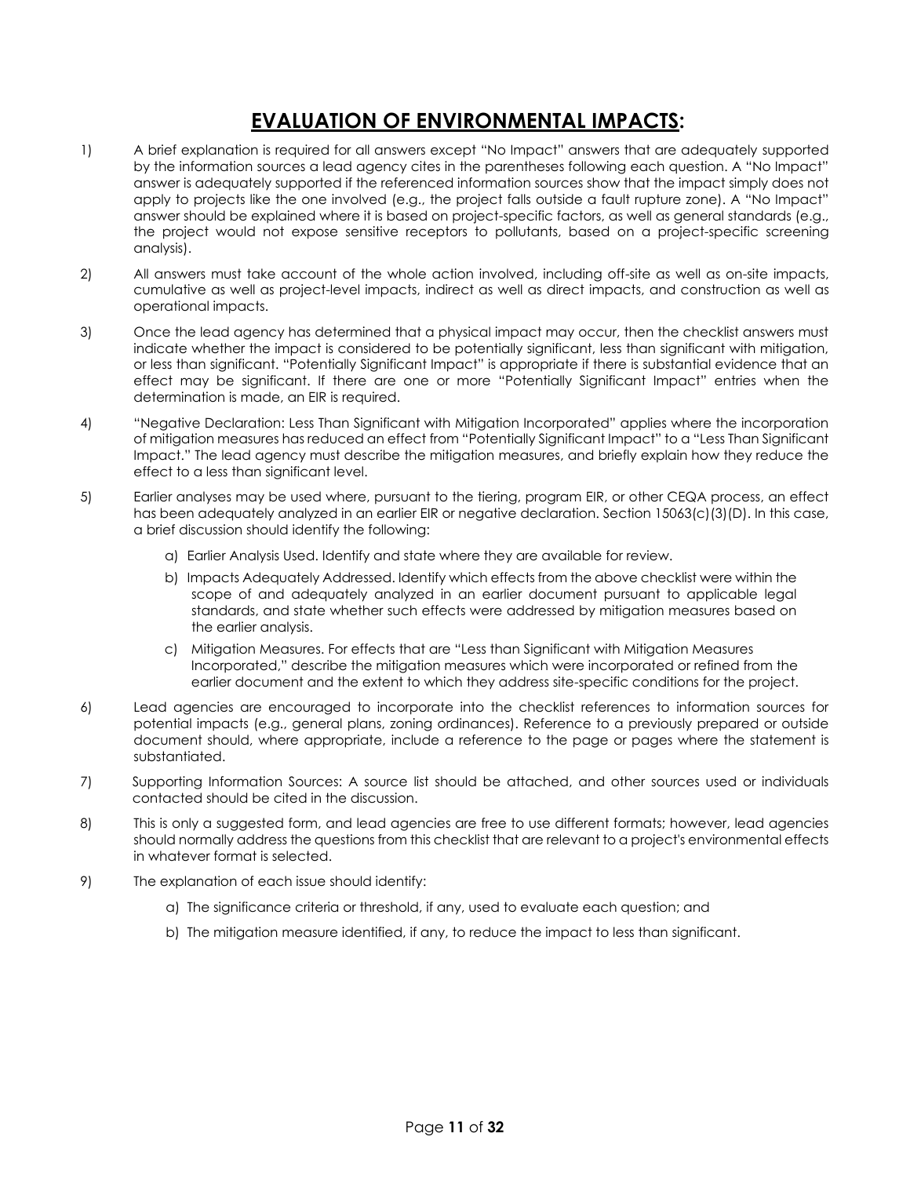# EVALUATION OF ENVIRONMENTAL IMPACTS:

1) A brief explanation is required for all answers except "No Impact" answers that are adequately supported by the information sources a lead agency cites in the parentheses following each question. A "No Impact" answer is adequately supported if the referenced information sources show that the impact simply does not apply to projects like the one involved (e.g., the project falls outside a fault rupture zone). A "No Impact" answer should be explained where it is based on project-specific factors, as well as general standards (e.g., the project would not expose sensitive receptors to pollutants, based on a project-specific screening analysis).

2) All answers must take account of the whole action involved, including off-site as well as on-site impacts, cumulative as well as project-level impacts, indirect as well as direct impacts, and construction as well as operational impacts.

3) Once the lead agency has determined that a physical impact may occur, then the checklist answers must indicate whether the impact is considered to be potentially significant, less than significant with mitigation, or less than significant. "Potentially Significant Impact" is appropriate if there is substantial evidence that an effect may be significant. If there are one or more "Potentially Significant Impact" entries when the determination is made, an EIR is required.

4) "Negative Declaration: Less Than Significant with Mitigation Incorporated" applies where the incorporation of mitigation measures has reduced an effect from "Potentially Significant Impact" to a "Less Than Significant Impact." The lead agency must describe the mitigation measures, and briefly explain how they reduce the effect to a less than significant level.

5) Earlier analyses may be used where, pursuant to the tiering, program EIR, or other CEQA process, an effect has been adequately analyzed in an earlier EIR or negative declaration. Section 15063(c)(3)(D). In this case, a brief discussion should identify the following:

   a) Earlier Analysis Used. Identify and state where they are available for review.

   b) Impacts Adequately Addressed. Identify which effects from the above checklist were within the scope of and adequately analyzed in an earlier document pursuant to applicable legal standards, and state whether such effects were addressed by mitigation measures based on the earlier analysis.

   c) Mitigation Measures. For effects that are "Less than Significant with Mitigation Measures Incorporated," describe the mitigation measures which were incorporated or refined from the earlier document and the extent to which they address site-specific conditions for the project.

6) Lead agencies are encouraged to incorporate into the checklist references to information sources for potential impacts (e.g., general plans, zoning ordinances). Reference to a previously prepared or outside document should, where appropriate, include a reference to the page or pages where the statement is substantiated.

7) Supporting Information Sources: A source list should be attached, and other sources used or individuals contacted should be cited in the discussion.

8) This is only a suggested form, and lead agencies are free to use different formats; however, lead agencies should normally address the questions from this checklist that are relevant to a project's environmental effects in whatever format is selected.

9) The explanation of each issue should identify:

   a) The significance criteria or threshold, if any, used to evaluate each question; and

   b) The mitigation measure identified, if any, to reduce the impact to less than significant.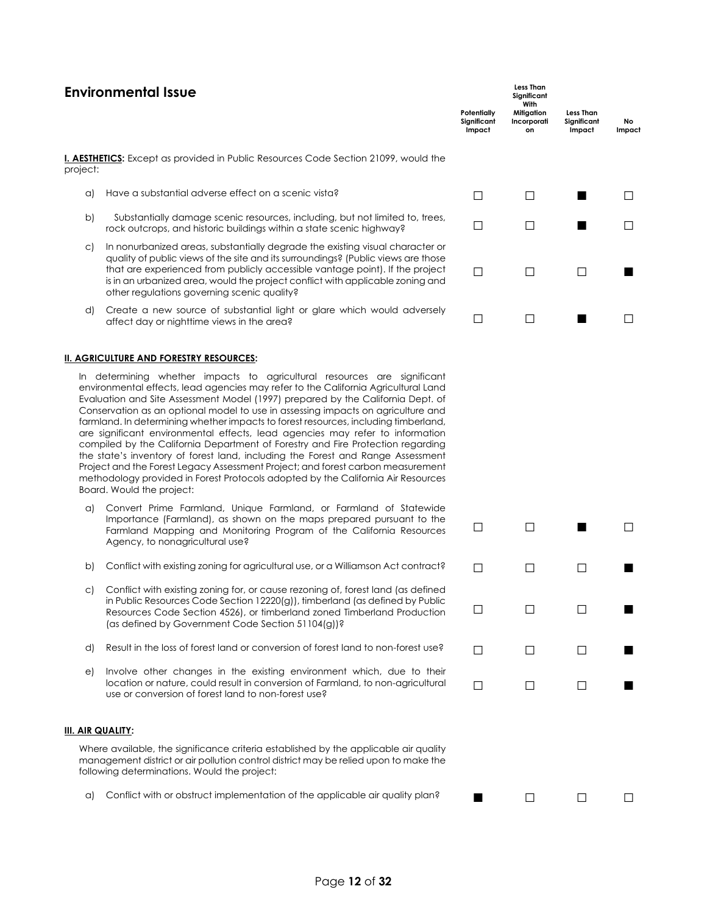| Environmental Issue | Potentially Significant Impact | Less Than Significant With Mitigation Incorporation | Less Than Significant Impact | No Impact |
|---|---|---|---|---|
| **I. AESTHETICS:** Except as provided in Public Resources Code Section 21099, would the project: | | | | |
| a) Have a substantial adverse effect on a scenic vista? | ☐ | ☐ | ■ | ☐ |
| b) Substantially damage scenic resources, including, but not limited to, trees, rock outcrops, and historic buildings within a state scenic highway? | ☐ | ☐ | ■ | ☐ |
| c) In nonurbanized areas, substantially degrade the existing visual character or quality of public views of the site and its surroundings? (Public views are those that are experienced from publicly accessible vantage point). If the project is in an urbanized area, would the project conflict with applicable zoning and other regulations governing scenic quality? | ☐ | ☐ | ☐ | ■ |
| d) Create a new source of substantial light or glare which would adversely affect day or nighttime views in the area? | ☐ | ☐ | ■ | ☐ |
| **II. AGRICULTURE AND FORESTRY RESOURCES:** | | | | |
| In determining whether impacts to agricultural resources are significant environmental effects, lead agencies may refer to the California Agricultural Land Evaluation and Site Assessment Model (1997) prepared by the California Dept. of Conservation as an optional model to use in assessing impacts on agriculture and farmland. In determining whether impacts to forest resources, including timberland, are significant environmental effects, lead agencies may refer to information compiled by the California Department of Forestry and Fire Protection regarding the state's inventory of forest land, including the Forest and Range Assessment Project and the Forest Legacy Assessment Project; and forest carbon measurement methodology provided in Forest Protocols adopted by the California Air Resources Board. Would the project: | | | | |
| a) Convert Prime Farmland, Unique Farmland, or Farmland of Statewide Importance (Farmland), as shown on the maps prepared pursuant to the Farmland Mapping and Monitoring Program of the California Resources Agency, to nonagricultural use? | ☐ | ☐ | ■ | ☐ |
| b) Conflict with existing zoning for agricultural use, or a Williamson Act contract? | ☐ | ☐ | ☐ | ■ |
| c) Conflict with existing zoning for, or cause rezoning of, forest land (as defined in Public Resources Code Section 12220(g)), timberland (as defined by Public Resources Code Section 4526), or timberland zoned Timberland Production (as defined by Government Code Section 51104(g))? | ☐ | ☐ | ☐ | ■ |
| d) Result in the loss of forest land or conversion of forest land to non-forest use? | ☐ | ☐ | ☐ | ■ |
| e) Involve other changes in the existing environment which, due to their location or nature, could result in conversion of Farmland, to non-agricultural use or conversion of forest land to non-forest use? | ☐ | ☐ | ☐ | ■ |
| **III. AIR QUALITY:** | | | | |
| Where available, the significance criteria established by the applicable air quality management district or air pollution control district may be relied upon to make the following determinations. Would the project: | | | | |
| a) Conflict with or obstruct implementation of the applicable air quality plan? | ■ | ☐ | ☐ | ☐ |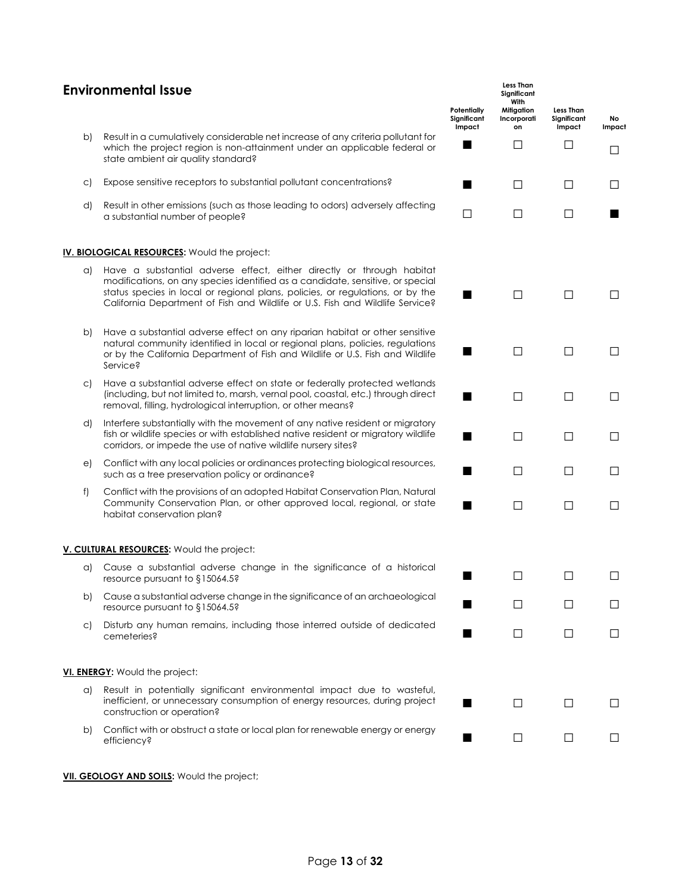## Environmental Issue

| | | Potentially Significant Impact | Less Than Significant With Mitigation Incorporation | Less Than Significant Impact | No Impact |
|---|---|---|---|---|---|
| b) | Result in a cumulatively considerable net increase of any criteria pollutant for which the project region is non-attainment under an applicable federal or state ambient air quality standard? | ■ | ☐ | ☐ | ☐ |
| c) | Expose sensitive receptors to substantial pollutant concentrations? | ■ | ☐ | ☐ | ☐ |
| d) | Result in other emissions (such as those leading to odors) adversely affecting a substantial number of people? | ☐ | ☐ | ☐ | ■ |
| | **IV. BIOLOGICAL RESOURCES:** Would the project: | | | | |
| a) | Have a substantial adverse effect, either directly or through habitat modifications, on any species identified as a candidate, sensitive, or special status species in local or regional plans, policies, or regulations, or by the California Department of Fish and Wildlife or U.S. Fish and Wildlife Service? | ■ | ☐ | ☐ | ☐ |
| b) | Have a substantial adverse effect on any riparian habitat or other sensitive natural community identified in local or regional plans, policies, regulations or by the California Department of Fish and Wildlife or U.S. Fish and Wildlife Service? | ■ | ☐ | ☐ | ☐ |
| c) | Have a substantial adverse effect on state or federally protected wetlands (including, but not limited to, marsh, vernal pool, coastal, etc.) through direct removal, filling, hydrological interruption, or other means? | ■ | ☐ | ☐ | ☐ |
| d) | Interfere substantially with the movement of any native resident or migratory fish or wildlife species or with established native resident or migratory wildlife corridors, or impede the use of native wildlife nursery sites? | ■ | ☐ | ☐ | ☐ |
| e) | Conflict with any local policies or ordinances protecting biological resources, such as a tree preservation policy or ordinance? | ■ | ☐ | ☐ | ☐ |
| f) | Conflict with the provisions of an adopted Habitat Conservation Plan, Natural Community Conservation Plan, or other approved local, regional, or state habitat conservation plan? | ■ | ☐ | ☐ | ☐ |
| | **V. CULTURAL RESOURCES:** Would the project: | | | | |
| a) | Cause a substantial adverse change in the significance of a historical resource pursuant to §15064.5? | ■ | ☐ | ☐ | ☐ |
| b) | Cause a substantial adverse change in the significance of an archaeological resource pursuant to §15064.5? | ■ | ☐ | ☐ | ☐ |
| c) | Disturb any human remains, including those interred outside of dedicated cemeteries? | ■ | ☐ | ☐ | ☐ |
| | **VI. ENERGY:** Would the project: | | | | |
| a) | Result in potentially significant environmental impact due to wasteful, inefficient, or unnecessary consumption of energy resources, during project construction or operation? | ■ | ☐ | ☐ | ☐ |
| b) | Conflict with or obstruct a state or local plan for renewable energy or energy efficiency? | ■ | ☐ | ☐ | ☐ |

**VII. GEOLOGY AND SOILS:** Would the project;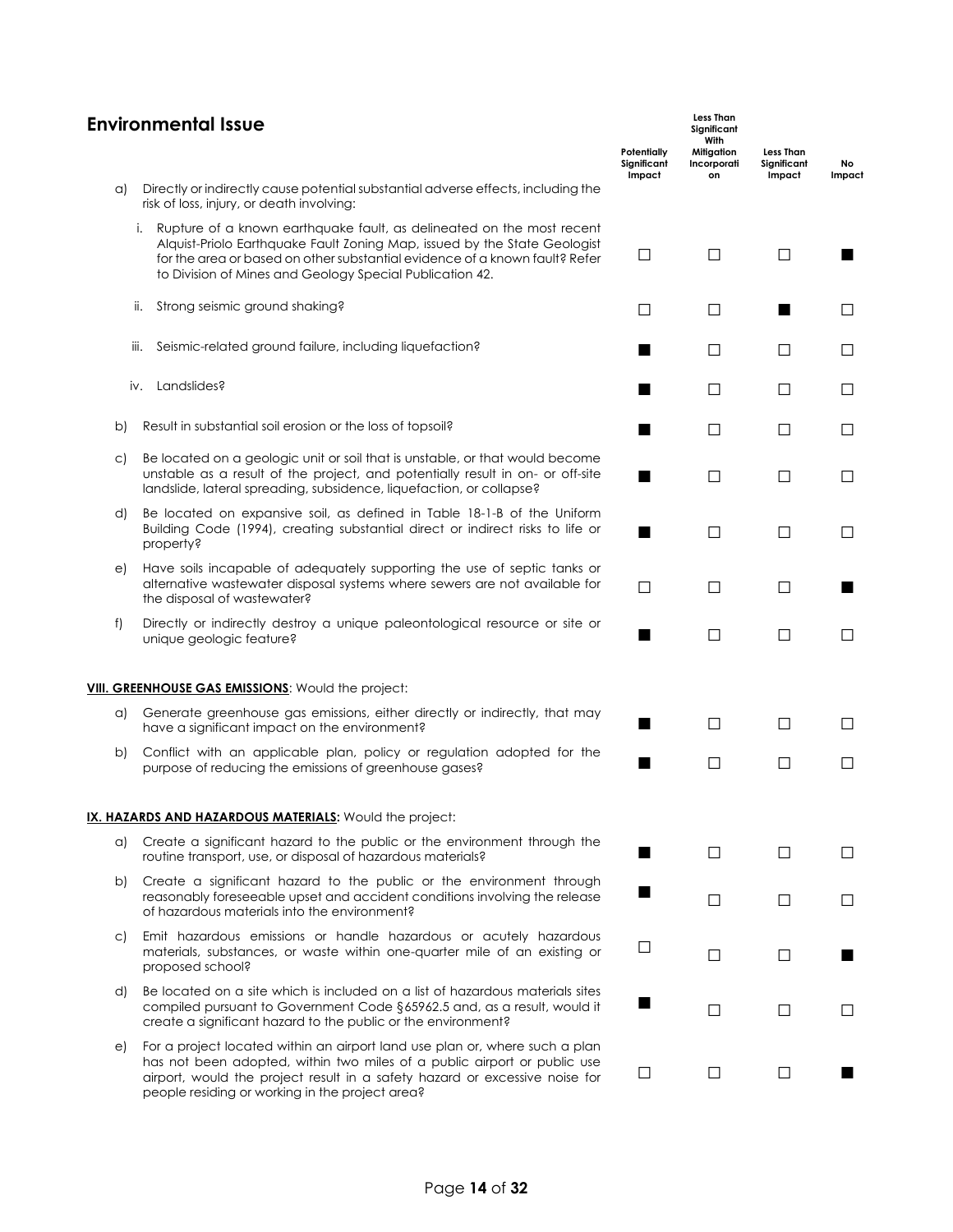| Environmental Issue | Potentially Significant Impact | Less Than Significant With Mitigation Incorporation | Less Than Significant Impact | No Impact |
|---|---|---|---|---|
| a) Directly or indirectly cause potential substantial adverse effects, including the risk of loss, injury, or death involving: | | | | |
| i. Rupture of a known earthquake fault, as delineated on the most recent Alquist-Priolo Earthquake Fault Zoning Map, issued by the State Geologist for the area or based on other substantial evidence of a known fault? Refer to Division of Mines and Geology Special Publication 42. | ☐ | ☐ | ☐ | ■ |
| ii. Strong seismic ground shaking? | ☐ | ☐ | ■ | ☐ |
| iii. Seismic-related ground failure, including liquefaction? | ■ | ☐ | ☐ | ☐ |
| iv. Landslides? | ■ | ☐ | ☐ | ☐ |
| b) Result in substantial soil erosion or the loss of topsoil? | ■ | ☐ | ☐ | ☐ |
| c) Be located on a geologic unit or soil that is unstable, or that would become unstable as a result of the project, and potentially result in on- or off-site landslide, lateral spreading, subsidence, liquefaction, or collapse? | ■ | ☐ | ☐ | ☐ |
| d) Be located on expansive soil, as defined in Table 18-1-B of the Uniform Building Code (1994), creating substantial direct or indirect risks to life or property? | ■ | ☐ | ☐ | ☐ |
| e) Have soils incapable of adequately supporting the use of septic tanks or alternative wastewater disposal systems where sewers are not available for the disposal of wastewater? | ☐ | ☐ | ☐ | ■ |
| f) Directly or indirectly destroy a unique paleontological resource or site or unique geologic feature? | ■ | ☐ | ☐ | ☐ |
| **VIII. GREENHOUSE GAS EMISSIONS**: Would the project: | | | | |
| a) Generate greenhouse gas emissions, either directly or indirectly, that may have a significant impact on the environment? | ■ | ☐ | ☐ | ☐ |
| b) Conflict with an applicable plan, policy or regulation adopted for the purpose of reducing the emissions of greenhouse gases? | ■ | ☐ | ☐ | ☐ |
| **IX. HAZARDS AND HAZARDOUS MATERIALS:** Would the project: | | | | |
| a) Create a significant hazard to the public or the environment through the routine transport, use, or disposal of hazardous materials? | ■ | ☐ | ☐ | ☐ |
| b) Create a significant hazard to the public or the environment through reasonably foreseeable upset and accident conditions involving the release of hazardous materials into the environment? | ■ | ☐ | ☐ | ☐ |
| c) Emit hazardous emissions or handle hazardous or acutely hazardous materials, substances, or waste within one-quarter mile of an existing or proposed school? | ☐ | ☐ | ☐ | ■ |
| d) Be located on a site which is included on a list of hazardous materials sites compiled pursuant to Government Code §65962.5 and, as a result, would it create a significant hazard to the public or the environment? | ■ | ☐ | ☐ | ☐ |
| e) For a project located within an airport land use plan or, where such a plan has not been adopted, within two miles of a public airport or public use airport, would the project result in a safety hazard or excessive noise for people residing or working in the project area? | ☐ | ☐ | ☐ | ■ |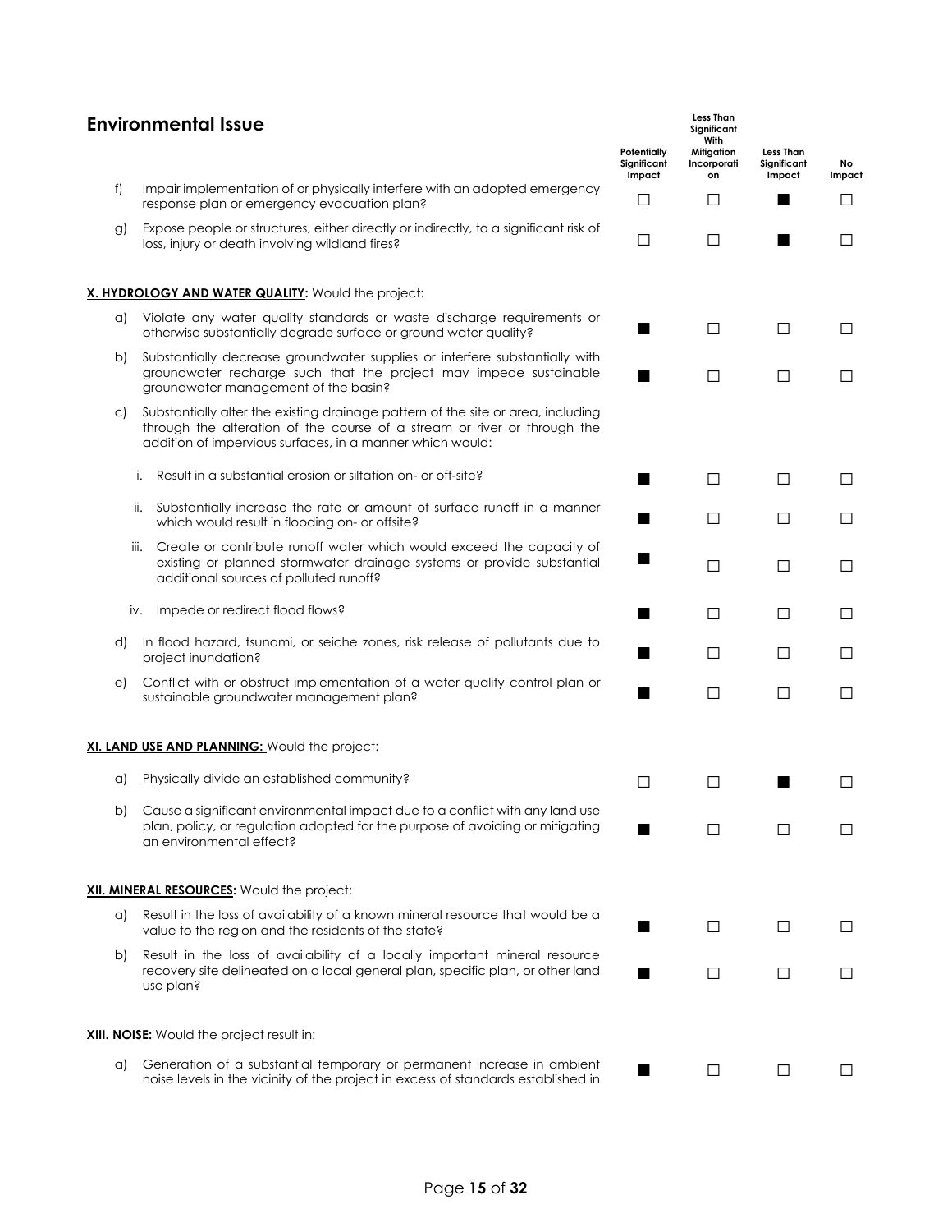## Environmental Issue

| | Environmental Issue | Potentially Significant Impact | Less Than Significant With Mitigation Incorporation | Less Than Significant Impact | No Impact |
|---|---|---|---|---|---|
| f) | Impair implementation of or physically interfere with an adopted emergency response plan or emergency evacuation plan? | ☐ | ☐ | ■ | ☐ |
| g) | Expose people or structures, either directly or indirectly, to a significant risk of loss, injury or death involving wildland fires? | ☐ | ☐ | ■ | ☐ |
| | **X. HYDROLOGY AND WATER QUALITY:** Would the project: | | | | |
| a) | Violate any water quality standards or waste discharge requirements or otherwise substantially degrade surface or ground water quality? | ■ | ☐ | ☐ | ☐ |
| b) | Substantially decrease groundwater supplies or interfere substantially with groundwater recharge such that the project may impede sustainable groundwater management of the basin? | ■ | ☐ | ☐ | ☐ |
| c) | Substantially alter the existing drainage pattern of the site or area, including through the alteration of the course of a stream or river or through the addition of impervious surfaces, in a manner which would: | | | | |
| i. | Result in a substantial erosion or siltation on- or off-site? | ■ | ☐ | ☐ | ☐ |
| ii. | Substantially increase the rate or amount of surface runoff in a manner which would result in flooding on- or offsite? | ■ | ☐ | ☐ | ☐ |
| iii. | Create or contribute runoff water which would exceed the capacity of existing or planned stormwater drainage systems or provide substantial additional sources of polluted runoff? | ■ | ☐ | ☐ | ☐ |
| iv. | Impede or redirect flood flows? | ■ | ☐ | ☐ | ☐ |
| d) | In flood hazard, tsunami, or seiche zones, risk release of pollutants due to project inundation? | ■ | ☐ | ☐ | ☐ |
| e) | Conflict with or obstruct implementation of a water quality control plan or sustainable groundwater management plan? | ■ | ☐ | ☐ | ☐ |
| | **XI. LAND USE AND PLANNING:** Would the project: | | | | |
| a) | Physically divide an established community? | ☐ | ☐ | ■ | ☐ |
| b) | Cause a significant environmental impact due to a conflict with any land use plan, policy, or regulation adopted for the purpose of avoiding or mitigating an environmental effect? | ■ | ☐ | ☐ | ☐ |
| | **XII. MINERAL RESOURCES:** Would the project: | | | | |
| a) | Result in the loss of availability of a known mineral resource that would be a value to the region and the residents of the state? | ■ | ☐ | ☐ | ☐ |
| b) | Result in the loss of availability of a locally important mineral resource recovery site delineated on a local general plan, specific plan, or other land use plan? | ■ | ☐ | ☐ | ☐ |
| | **XIII. NOISE:** Would the project result in: | | | | |
| a) | Generation of a substantial temporary or permanent increase in ambient noise levels in the vicinity of the project in excess of standards established in | ■ | ☐ | ☐ | ☐ |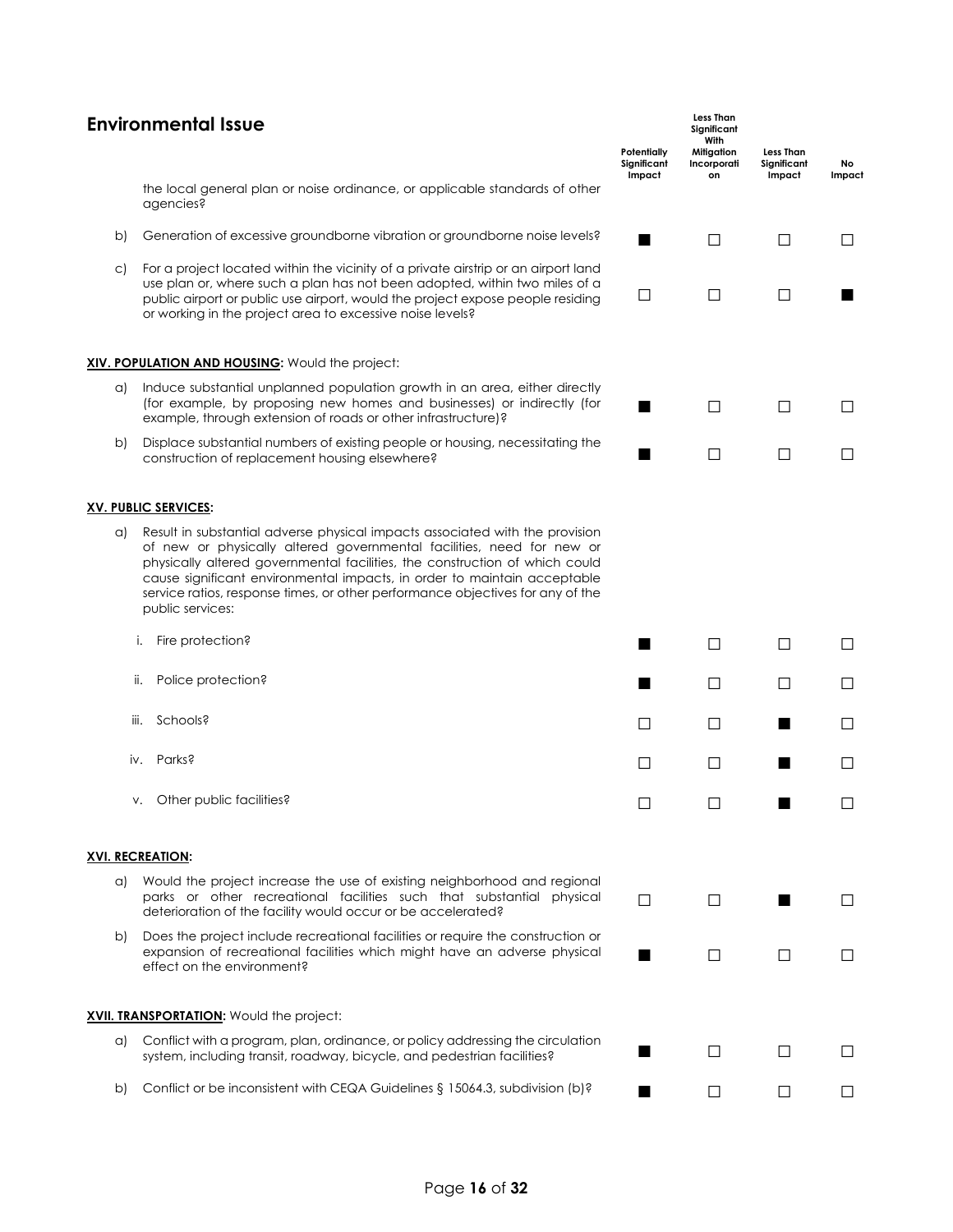| Environmental Issue | Potentially Significant Impact | Less Than Significant With Mitigation Incorporation | Less Than Significant Impact | No Impact |
|---|---|---|---|---|
| the local general plan or noise ordinance, or applicable standards of other agencies? | | | | |
| b) Generation of excessive groundborne vibration or groundborne noise levels? | ■ | ☐ | ☐ | ☐ |
| c) For a project located within the vicinity of a private airstrip or an airport land use plan or, where such a plan has not been adopted, within two miles of a public airport or public use airport, would the project expose people residing or working in the project area to excessive noise levels? | ☐ | ☐ | ☐ | ■ |
| **XIV. POPULATION AND HOUSING:** Would the project: | | | | |
| a) Induce substantial unplanned population growth in an area, either directly (for example, by proposing new homes and businesses) or indirectly (for example, through extension of roads or other infrastructure)? | ■ | ☐ | ☐ | ☐ |
| b) Displace substantial numbers of existing people or housing, necessitating the construction of replacement housing elsewhere? | ■ | ☐ | ☐ | ☐ |
| **XV. PUBLIC SERVICES:** | | | | |
| a) Result in substantial adverse physical impacts associated with the provision of new or physically altered governmental facilities, need for new or physically altered governmental facilities, the construction of which could cause significant environmental impacts, in order to maintain acceptable service ratios, response times, or other performance objectives for any of the public services: | | | | |
| i. Fire protection? | ■ | ☐ | ☐ | ☐ |
| ii. Police protection? | ■ | ☐ | ☐ | ☐ |
| iii. Schools? | ☐ | ☐ | ■ | ☐ |
| iv. Parks? | ☐ | ☐ | ■ | ☐ |
| v. Other public facilities? | ☐ | ☐ | ■ | ☐ |
| **XVI. RECREATION:** | | | | |
| a) Would the project increase the use of existing neighborhood and regional parks or other recreational facilities such that substantial physical deterioration of the facility would occur or be accelerated? | ☐ | ☐ | ■ | ☐ |
| b) Does the project include recreational facilities or require the construction or expansion of recreational facilities which might have an adverse physical effect on the environment? | ■ | ☐ | ☐ | ☐ |
| **XVII. TRANSPORTATION:** Would the project: | | | | |
| a) Conflict with a program, plan, ordinance, or policy addressing the circulation system, including transit, roadway, bicycle, and pedestrian facilities? | ■ | ☐ | ☐ | ☐ |
| b) Conflict or be inconsistent with CEQA Guidelines § 15064.3, subdivision (b)? | ■ | ☐ | ☐ | ☐ |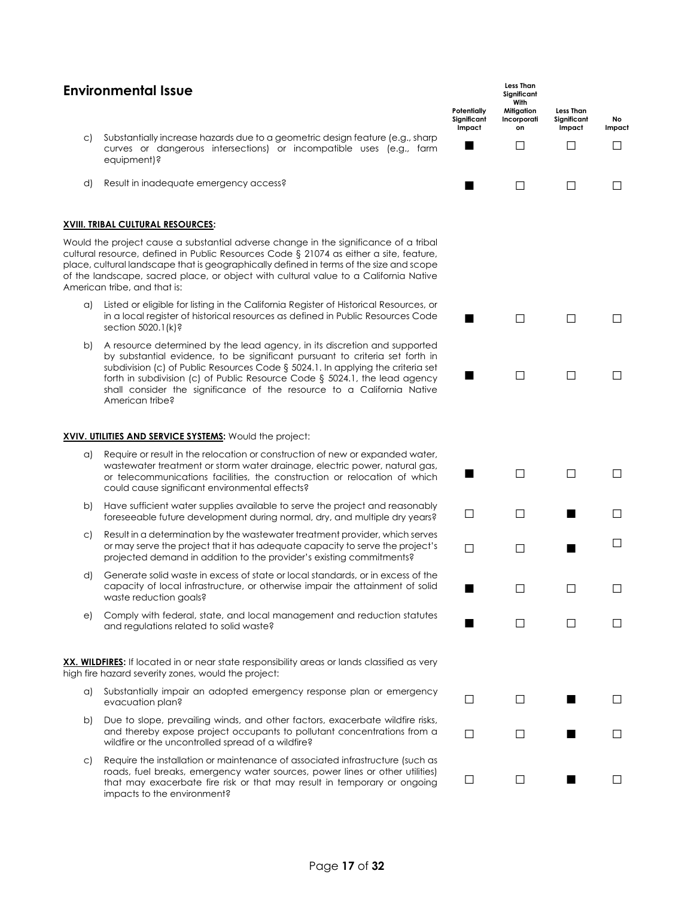## Environmental Issue

| | Potentially Significant Impact | Less Than Significant With Mitigation Incorporation | Less Than Significant Impact | No Impact |
|---|---|---|---|---|
| c) Substantially increase hazards due to a geometric design feature (e.g., sharp curves or dangerous intersections) or incompatible uses (e.g., farm equipment)? | ■ | ☐ | ☐ | ☐ |
| d) Result in inadequate emergency access? | ■ | ☐ | ☐ | ☐ |

**XVIII. TRIBAL CULTURAL RESOURCES:**

Would the project cause a substantial adverse change in the significance of a tribal cultural resource, defined in Public Resources Code § 21074 as either a site, feature, place, cultural landscape that is geographically defined in terms of the size and scope of the landscape, sacred place, or object with cultural value to a California Native American tribe, and that is:

| | Potentially Significant Impact | Less Than Significant With Mitigation Incorporation | Less Than Significant Impact | No Impact |
|---|---|---|---|---|
| a) Listed or eligible for listing in the California Register of Historical Resources, or in a local register of historical resources as defined in Public Resources Code section 5020.1(k)? | ■ | ☐ | ☐ | ☐ |
| b) A resource determined by the lead agency, in its discretion and supported by substantial evidence, to be significant pursuant to criteria set forth in subdivision (c) of Public Resources Code § 5024.1. In applying the criteria set forth in subdivision (c) of Public Resource Code § 5024.1, the lead agency shall consider the significance of the resource to a California Native American tribe? | ■ | ☐ | ☐ | ☐ |

**XVIV. UTILITIES AND SERVICE SYSTEMS:** Would the project:

| | Potentially Significant Impact | Less Than Significant With Mitigation Incorporation | Less Than Significant Impact | No Impact |
|---|---|---|---|---|
| a) Require or result in the relocation or construction of new or expanded water, wastewater treatment or storm water drainage, electric power, natural gas, or telecommunications facilities, the construction or relocation of which could cause significant environmental effects? | ■ | ☐ | ☐ | ☐ |
| b) Have sufficient water supplies available to serve the project and reasonably foreseeable future development during normal, dry, and multiple dry years? | ☐ | ☐ | ■ | ☐ |
| c) Result in a determination by the wastewater treatment provider, which serves or may serve the project that it has adequate capacity to serve the project's projected demand in addition to the provider's existing commitments? | ☐ | ☐ | ■ | ☐ |
| d) Generate solid waste in excess of state or local standards, or in excess of the capacity of local infrastructure, or otherwise impair the attainment of solid waste reduction goals? | ■ | ☐ | ☐ | ☐ |
| e) Comply with federal, state, and local management and reduction statutes and regulations related to solid waste? | ■ | ☐ | ☐ | ☐ |

**XX. WILDFIRES:** If located in or near state responsibility areas or lands classified as very high fire hazard severity zones, would the project:

| | Potentially Significant Impact | Less Than Significant With Mitigation Incorporation | Less Than Significant Impact | No Impact |
|---|---|---|---|---|
| a) Substantially impair an adopted emergency response plan or emergency evacuation plan? | ☐ | ☐ | ■ | ☐ |
| b) Due to slope, prevailing winds, and other factors, exacerbate wildfire risks, and thereby expose project occupants to pollutant concentrations from a wildfire or the uncontrolled spread of a wildfire? | ☐ | ☐ | ■ | ☐ |
| c) Require the installation or maintenance of associated infrastructure (such as roads, fuel breaks, emergency water sources, power lines or other utilities) that may exacerbate fire risk or that may result in temporary or ongoing impacts to the environment? | ☐ | ☐ | ■ | ☐ |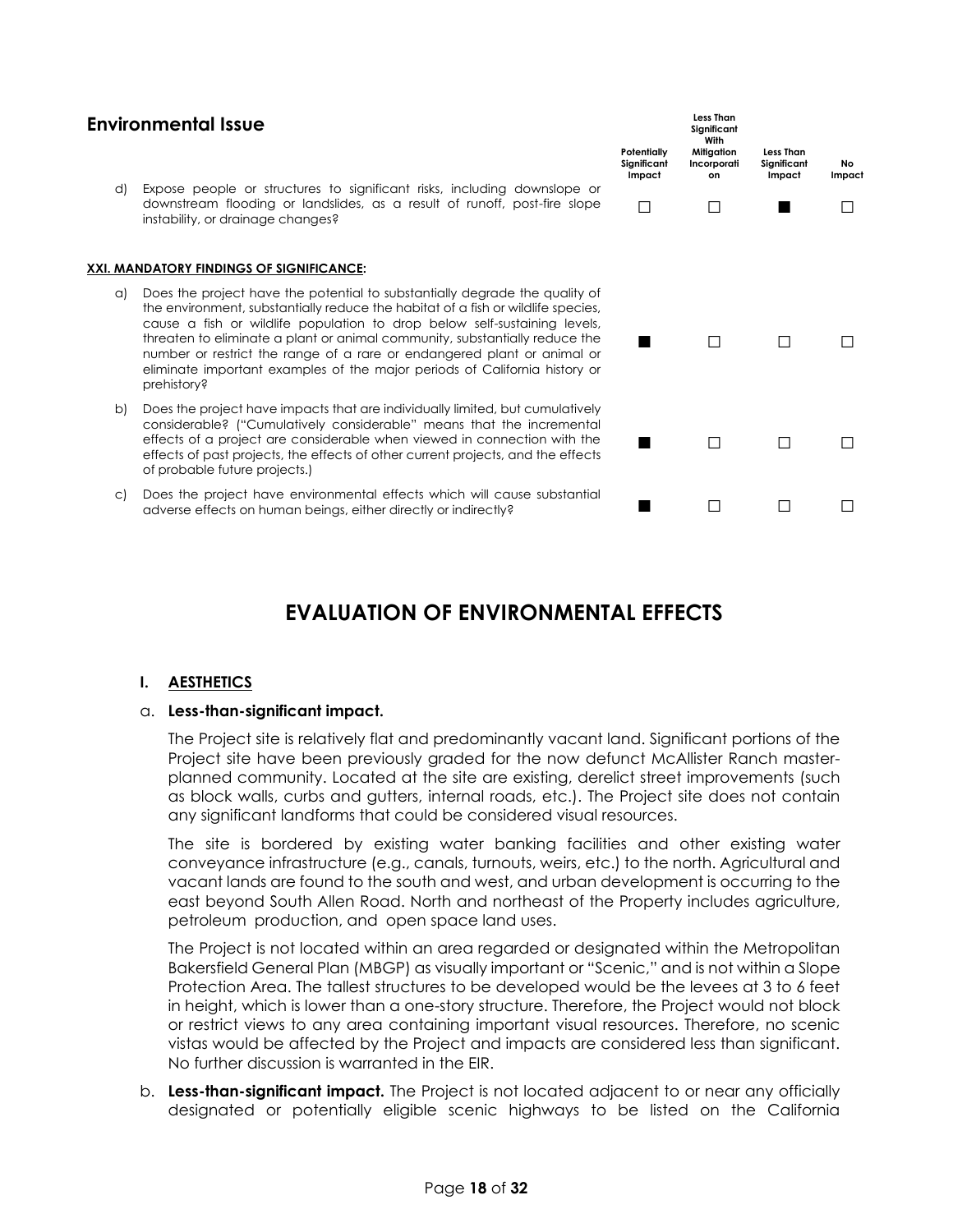| Environmental Issue | Potentially Significant Impact | Less Than Significant With Mitigation Incorporation | Less Than Significant Impact | No Impact |
|---|---|---|---|---|
| d) Expose people or structures to significant risks, including downslope or downstream flooding or landslides, as a result of runoff, post-fire slope instability, or drainage changes? | ☐ | ☐ | ■ | ☐ |
| **XXI. MANDATORY FINDINGS OF SIGNIFICANCE:** | | | | |
| a) Does the project have the potential to substantially degrade the quality of the environment, substantially reduce the habitat of a fish or wildlife species, cause a fish or wildlife population to drop below self-sustaining levels, threaten to eliminate a plant or animal community, substantially reduce the number or restrict the range of a rare or endangered plant or animal or eliminate important examples of the major periods of California history or prehistory? | ■ | ☐ | ☐ | ☐ |
| b) Does the project have impacts that are individually limited, but cumulatively considerable? ("Cumulatively considerable" means that the incremental effects of a project are considerable when viewed in connection with the effects of past projects, the effects of other current projects, and the effects of probable future projects.) | ■ | ☐ | ☐ | ☐ |
| c) Does the project have environmental effects which will cause substantial adverse effects on human beings, either directly or indirectly? | ■ | ☐ | ☐ | ☐ |

# EVALUATION OF ENVIRONMENTAL EFFECTS

## I. AESTHETICS

a. **Less-than-significant impact.**

The Project site is relatively flat and predominantly vacant land. Significant portions of the Project site have been previously graded for the now defunct McAllister Ranch master-planned community. Located at the site are existing, derelict street improvements (such as block walls, curbs and gutters, internal roads, etc.). The Project site does not contain any significant landforms that could be considered visual resources.

The site is bordered by existing water banking facilities and other existing water conveyance infrastructure (e.g., canals, turnouts, weirs, etc.) to the north. Agricultural and vacant lands are found to the south and west, and urban development is occurring to the east beyond South Allen Road. North and northeast of the Property includes agriculture, petroleum production, and open space land uses.

The Project is not located within an area regarded or designated within the Metropolitan Bakersfield General Plan (MBGP) as visually important or "Scenic," and is not within a Slope Protection Area. The tallest structures to be developed would be the levees at 3 to 6 feet in height, which is lower than a one-story structure. Therefore, the Project would not block or restrict views to any area containing important visual resources. Therefore, no scenic vistas would be affected by the Project and impacts are considered less than significant. No further discussion is warranted in the EIR.

b. **Less-than-significant impact.** The Project is not located adjacent to or near any officially designated or potentially eligible scenic highways to be listed on the California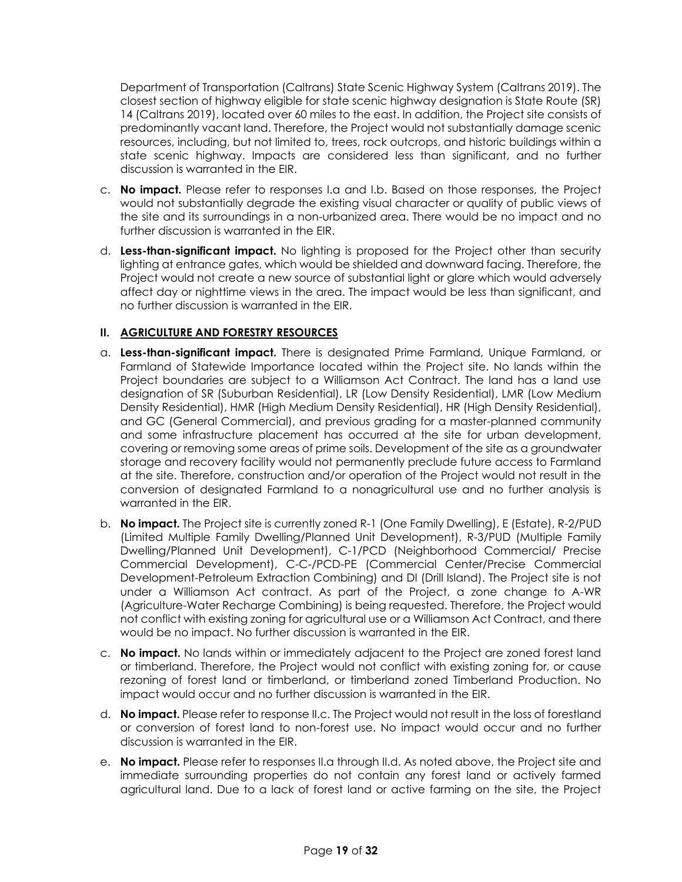Department of Transportation (Caltrans) State Scenic Highway System (Caltrans 2019). The closest section of highway eligible for state scenic highway designation is State Route (SR) 14 (Caltrans 2019), located over 60 miles to the east. In addition, the Project site consists of predominantly vacant land. Therefore, the Project would not substantially damage scenic resources, including, but not limited to, trees, rock outcrops, and historic buildings within a state scenic highway. Impacts are considered less than significant, and no further discussion is warranted in the EIR.

c. **No impact.** Please refer to responses I.a and I.b. Based on those responses, the Project would not substantially degrade the existing visual character or quality of public views of the site and its surroundings in a non-urbanized area. There would be no impact and no further discussion is warranted in the EIR.

d. **Less-than-significant impact.** No lighting is proposed for the Project other than security lighting at entrance gates, which would be shielded and downward facing. Therefore, the Project would not create a new source of substantial light or glare which would adversely affect day or nighttime views in the area. The impact would be less than significant, and no further discussion is warranted in the EIR.

## II. AGRICULTURE AND FORESTRY RESOURCES

a. **Less-than-significant impact.** There is designated Prime Farmland, Unique Farmland, or Farmland of Statewide Importance located within the Project site. No lands within the Project boundaries are subject to a Williamson Act Contract. The land has a land use designation of SR (Suburban Residential), LR (Low Density Residential), LMR (Low Medium Density Residential), HMR (High Medium Density Residential), HR (High Density Residential), and GC (General Commercial), and previous grading for a master-planned community and some infrastructure placement has occurred at the site for urban development, covering or removing some areas of prime soils. Development of the site as a groundwater storage and recovery facility would not permanently preclude future access to Farmland at the site. Therefore, construction and/or operation of the Project would not result in the conversion of designated Farmland to a nonagricultural use and no further analysis is warranted in the EIR.

b. **No impact.** The Project site is currently zoned R-1 (One Family Dwelling), E (Estate), R-2/PUD (Limited Multiple Family Dwelling/Planned Unit Development), R-3/PUD (Multiple Family Dwelling/Planned Unit Development), C-1/PCD (Neighborhood Commercial/ Precise Commercial Development), C-C-/PCD-PE (Commercial Center/Precise Commercial Development-Petroleum Extraction Combining) and DI (Drill Island). The Project site is not under a Williamson Act contract. As part of the Project, a zone change to A-WR (Agriculture-Water Recharge Combining) is being requested. Therefore, the Project would not conflict with existing zoning for agricultural use or a Williamson Act Contract, and there would be no impact. No further discussion is warranted in the EIR.

c. **No impact.** No lands within or immediately adjacent to the Project are zoned forest land or timberland. Therefore, the Project would not conflict with existing zoning for, or cause rezoning of forest land or timberland, or timberland zoned Timberland Production. No impact would occur and no further discussion is warranted in the EIR.

d. **No impact.** Please refer to response II.c. The Project would not result in the loss of forestland or conversion of forest land to non-forest use. No impact would occur and no further discussion is warranted in the EIR.

e. **No impact.** Please refer to responses II.a through II.d. As noted above, the Project site and immediate surrounding properties do not contain any forest land or actively farmed agricultural land. Due to a lack of forest land or active farming on the site, the Project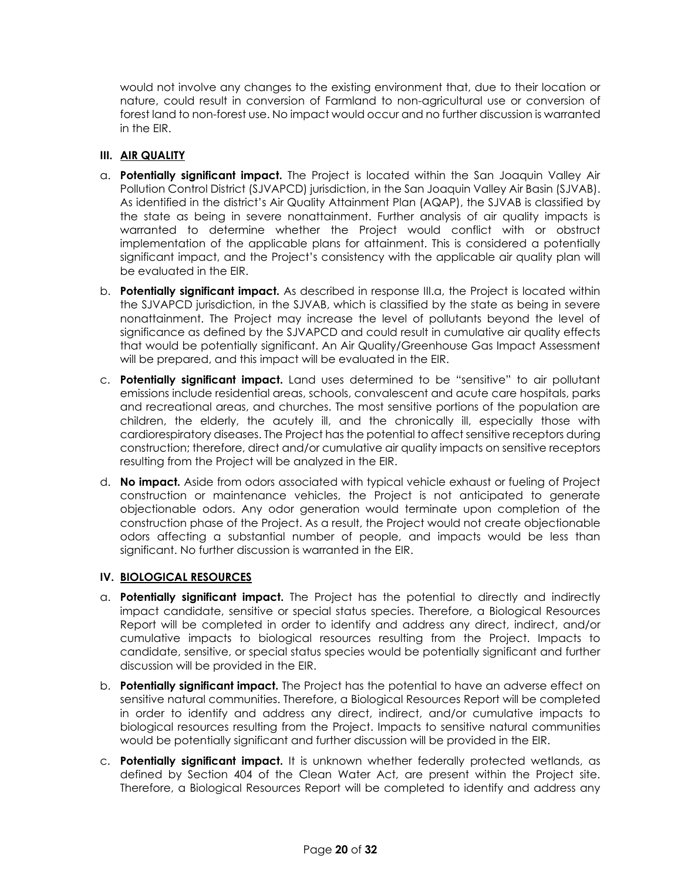would not involve any changes to the existing environment that, due to their location or nature, could result in conversion of Farmland to non-agricultural use or conversion of forest land to non-forest use. No impact would occur and no further discussion is warranted in the EIR.

### III. AIR QUALITY

a. **Potentially significant impact.** The Project is located within the San Joaquin Valley Air Pollution Control District (SJVAPCD) jurisdiction, in the San Joaquin Valley Air Basin (SJVAB). As identified in the district's Air Quality Attainment Plan (AQAP), the SJVAB is classified by the state as being in severe nonattainment. Further analysis of air quality impacts is warranted to determine whether the Project would conflict with or obstruct implementation of the applicable plans for attainment. This is considered a potentially significant impact, and the Project's consistency with the applicable air quality plan will be evaluated in the EIR.

b. **Potentially significant impact.** As described in response III.a, the Project is located within the SJVAPCD jurisdiction, in the SJVAB, which is classified by the state as being in severe nonattainment. The Project may increase the level of pollutants beyond the level of significance as defined by the SJVAPCD and could result in cumulative air quality effects that would be potentially significant. An Air Quality/Greenhouse Gas Impact Assessment will be prepared, and this impact will be evaluated in the EIR.

c. **Potentially significant impact.** Land uses determined to be "sensitive" to air pollutant emissions include residential areas, schools, convalescent and acute care hospitals, parks and recreational areas, and churches. The most sensitive portions of the population are children, the elderly, the acutely ill, and the chronically ill, especially those with cardiorespiratory diseases. The Project has the potential to affect sensitive receptors during construction; therefore, direct and/or cumulative air quality impacts on sensitive receptors resulting from the Project will be analyzed in the EIR.

d. **No impact.** Aside from odors associated with typical vehicle exhaust or fueling of Project construction or maintenance vehicles, the Project is not anticipated to generate objectionable odors. Any odor generation would terminate upon completion of the construction phase of the Project. As a result, the Project would not create objectionable odors affecting a substantial number of people, and impacts would be less than significant. No further discussion is warranted in the EIR.

### IV. BIOLOGICAL RESOURCES

a. **Potentially significant impact.** The Project has the potential to directly and indirectly impact candidate, sensitive or special status species. Therefore, a Biological Resources Report will be completed in order to identify and address any direct, indirect, and/or cumulative impacts to biological resources resulting from the Project. Impacts to candidate, sensitive, or special status species would be potentially significant and further discussion will be provided in the EIR.

b. **Potentially significant impact.** The Project has the potential to have an adverse effect on sensitive natural communities. Therefore, a Biological Resources Report will be completed in order to identify and address any direct, indirect, and/or cumulative impacts to biological resources resulting from the Project. Impacts to sensitive natural communities would be potentially significant and further discussion will be provided in the EIR.

c. **Potentially significant impact.** It is unknown whether federally protected wetlands, as defined by Section 404 of the Clean Water Act, are present within the Project site. Therefore, a Biological Resources Report will be completed to identify and address any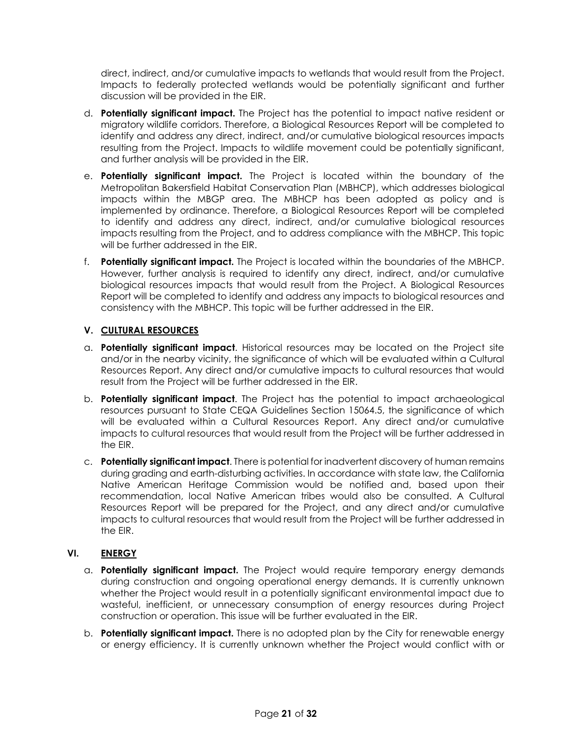direct, indirect, and/or cumulative impacts to wetlands that would result from the Project. Impacts to federally protected wetlands would be potentially significant and further discussion will be provided in the EIR.

d. **Potentially significant impact.** The Project has the potential to impact native resident or migratory wildlife corridors. Therefore, a Biological Resources Report will be completed to identify and address any direct, indirect, and/or cumulative biological resources impacts resulting from the Project. Impacts to wildlife movement could be potentially significant, and further analysis will be provided in the EIR.

e. **Potentially significant impact.** The Project is located within the boundary of the Metropolitan Bakersfield Habitat Conservation Plan (MBHCP), which addresses biological impacts within the MBGP area. The MBHCP has been adopted as policy and is implemented by ordinance. Therefore, a Biological Resources Report will be completed to identify and address any direct, indirect, and/or cumulative biological resources impacts resulting from the Project, and to address compliance with the MBHCP. This topic will be further addressed in the EIR.

f. **Potentially significant impact.** The Project is located within the boundaries of the MBHCP. However, further analysis is required to identify any direct, indirect, and/or cumulative biological resources impacts that would result from the Project. A Biological Resources Report will be completed to identify and address any impacts to biological resources and consistency with the MBHCP. This topic will be further addressed in the EIR.

## V. CULTURAL RESOURCES

a. **Potentially significant impact**. Historical resources may be located on the Project site and/or in the nearby vicinity, the significance of which will be evaluated within a Cultural Resources Report. Any direct and/or cumulative impacts to cultural resources that would result from the Project will be further addressed in the EIR.

b. **Potentially significant impact**. The Project has the potential to impact archaeological resources pursuant to State CEQA Guidelines Section 15064.5, the significance of which will be evaluated within a Cultural Resources Report. Any direct and/or cumulative impacts to cultural resources that would result from the Project will be further addressed in the EIR.

c. **Potentially significant impact**. There is potential for inadvertent discovery of human remains during grading and earth-disturbing activities. In accordance with state law, the California Native American Heritage Commission would be notified and, based upon their recommendation, local Native American tribes would also be consulted. A Cultural Resources Report will be prepared for the Project, and any direct and/or cumulative impacts to cultural resources that would result from the Project will be further addressed in the EIR.

## VI. ENERGY

a. **Potentially significant impact.** The Project would require temporary energy demands during construction and ongoing operational energy demands. It is currently unknown whether the Project would result in a potentially significant environmental impact due to wasteful, inefficient, or unnecessary consumption of energy resources during Project construction or operation. This issue will be further evaluated in the EIR.

b. **Potentially significant impact.** There is no adopted plan by the City for renewable energy or energy efficiency. It is currently unknown whether the Project would conflict with or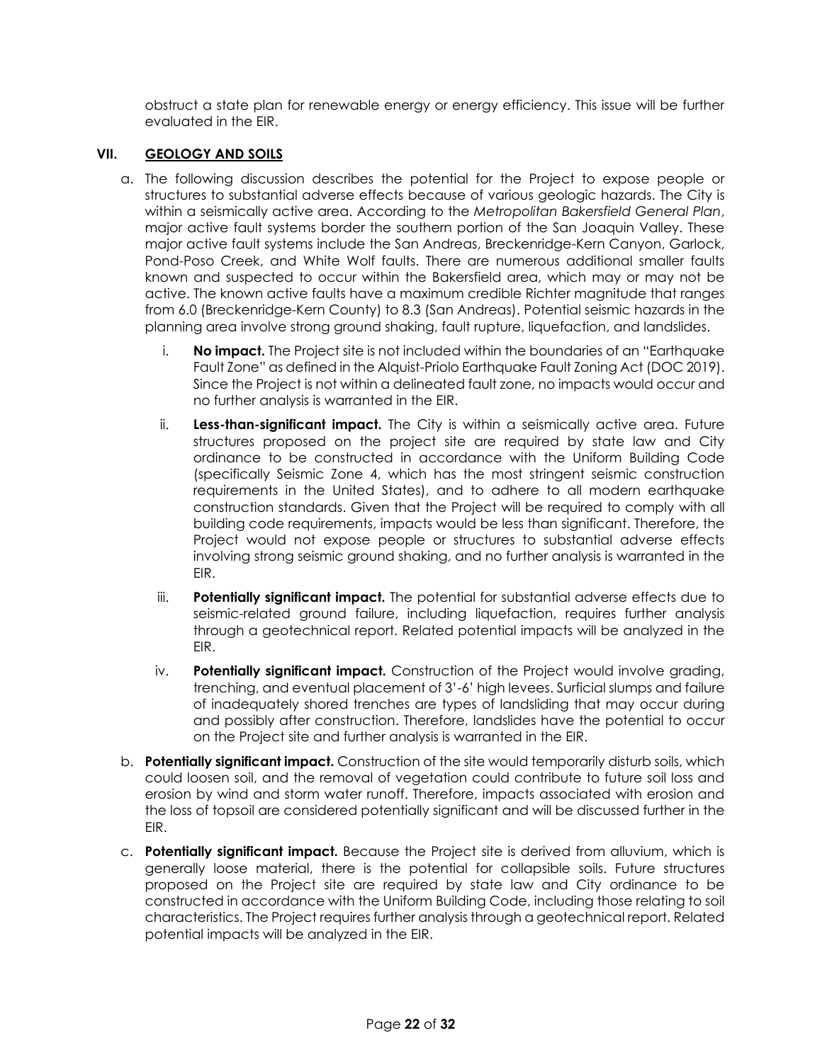obstruct a state plan for renewable energy or energy efficiency. This issue will be further evaluated in the EIR.

## VII. GEOLOGY AND SOILS

a. The following discussion describes the potential for the Project to expose people or structures to substantial adverse effects because of various geologic hazards. The City is within a seismically active area. According to the *Metropolitan Bakersfield General Plan*, major active fault systems border the southern portion of the San Joaquin Valley. These major active fault systems include the San Andreas, Breckenridge-Kern Canyon, Garlock, Pond-Poso Creek, and White Wolf faults. There are numerous additional smaller faults known and suspected to occur within the Bakersfield area, which may or may not be active. The known active faults have a maximum credible Richter magnitude that ranges from 6.0 (Breckenridge-Kern County) to 8.3 (San Andreas). Potential seismic hazards in the planning area involve strong ground shaking, fault rupture, liquefaction, and landslides.

   i. **No impact.** The Project site is not included within the boundaries of an "Earthquake Fault Zone" as defined in the Alquist-Priolo Earthquake Fault Zoning Act (DOC 2019). Since the Project is not within a delineated fault zone, no impacts would occur and no further analysis is warranted in the EIR.

   ii. **Less-than-significant impact.** The City is within a seismically active area. Future structures proposed on the project site are required by state law and City ordinance to be constructed in accordance with the Uniform Building Code (specifically Seismic Zone 4, which has the most stringent seismic construction requirements in the United States), and to adhere to all modern earthquake construction standards. Given that the Project will be required to comply with all building code requirements, impacts would be less than significant. Therefore, the Project would not expose people or structures to substantial adverse effects involving strong seismic ground shaking, and no further analysis is warranted in the EIR.

   iii. **Potentially significant impact.** The potential for substantial adverse effects due to seismic-related ground failure, including liquefaction, requires further analysis through a geotechnical report. Related potential impacts will be analyzed in the EIR.

   iv. **Potentially significant impact.** Construction of the Project would involve grading, trenching, and eventual placement of 3'-6' high levees. Surficial slumps and failure of inadequately shored trenches are types of landsliding that may occur during and possibly after construction. Therefore, landslides have the potential to occur on the Project site and further analysis is warranted in the EIR.

b. **Potentially significant impact.** Construction of the site would temporarily disturb soils, which could loosen soil, and the removal of vegetation could contribute to future soil loss and erosion by wind and storm water runoff. Therefore, impacts associated with erosion and the loss of topsoil are considered potentially significant and will be discussed further in the EIR.

c. **Potentially significant impact.** Because the Project site is derived from alluvium, which is generally loose material, there is the potential for collapsible soils. Future structures proposed on the Project site are required by state law and City ordinance to be constructed in accordance with the Uniform Building Code, including those relating to soil characteristics. The Project requires further analysis through a geotechnical report. Related potential impacts will be analyzed in the EIR.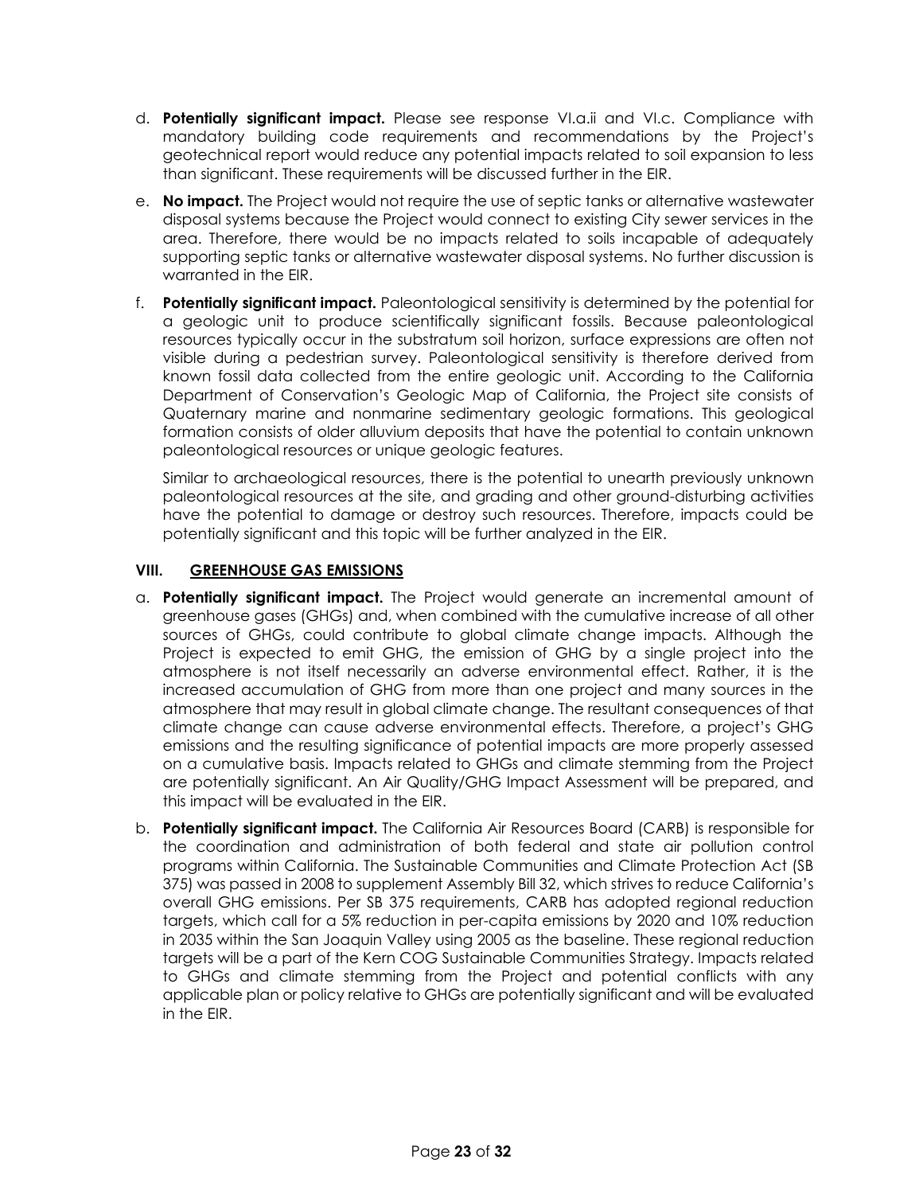d. **Potentially significant impact.** Please see response VI.a.ii and VI.c. Compliance with mandatory building code requirements and recommendations by the Project's geotechnical report would reduce any potential impacts related to soil expansion to less than significant. These requirements will be discussed further in the EIR.

e. **No impact.** The Project would not require the use of septic tanks or alternative wastewater disposal systems because the Project would connect to existing City sewer services in the area. Therefore, there would be no impacts related to soils incapable of adequately supporting septic tanks or alternative wastewater disposal systems. No further discussion is warranted in the EIR.

f. **Potentially significant impact.** Paleontological sensitivity is determined by the potential for a geologic unit to produce scientifically significant fossils. Because paleontological resources typically occur in the substratum soil horizon, surface expressions are often not visible during a pedestrian survey. Paleontological sensitivity is therefore derived from known fossil data collected from the entire geologic unit. According to the California Department of Conservation's Geologic Map of California, the Project site consists of Quaternary marine and nonmarine sedimentary geologic formations. This geological formation consists of older alluvium deposits that have the potential to contain unknown paleontological resources or unique geologic features.

   Similar to archaeological resources, there is the potential to unearth previously unknown paleontological resources at the site, and grading and other ground-disturbing activities have the potential to damage or destroy such resources. Therefore, impacts could be potentially significant and this topic will be further analyzed in the EIR.

## VIII. GREENHOUSE GAS EMISSIONS

a. **Potentially significant impact.** The Project would generate an incremental amount of greenhouse gases (GHGs) and, when combined with the cumulative increase of all other sources of GHGs, could contribute to global climate change impacts. Although the Project is expected to emit GHG, the emission of GHG by a single project into the atmosphere is not itself necessarily an adverse environmental effect. Rather, it is the increased accumulation of GHG from more than one project and many sources in the atmosphere that may result in global climate change. The resultant consequences of that climate change can cause adverse environmental effects. Therefore, a project's GHG emissions and the resulting significance of potential impacts are more properly assessed on a cumulative basis. Impacts related to GHGs and climate stemming from the Project are potentially significant. An Air Quality/GHG Impact Assessment will be prepared, and this impact will be evaluated in the EIR.

b. **Potentially significant impact.** The California Air Resources Board (CARB) is responsible for the coordination and administration of both federal and state air pollution control programs within California. The Sustainable Communities and Climate Protection Act (SB 375) was passed in 2008 to supplement Assembly Bill 32, which strives to reduce California's overall GHG emissions. Per SB 375 requirements, CARB has adopted regional reduction targets, which call for a 5% reduction in per-capita emissions by 2020 and 10% reduction in 2035 within the San Joaquin Valley using 2005 as the baseline. These regional reduction targets will be a part of the Kern COG Sustainable Communities Strategy. Impacts related to GHGs and climate stemming from the Project and potential conflicts with any applicable plan or policy relative to GHGs are potentially significant and will be evaluated in the EIR.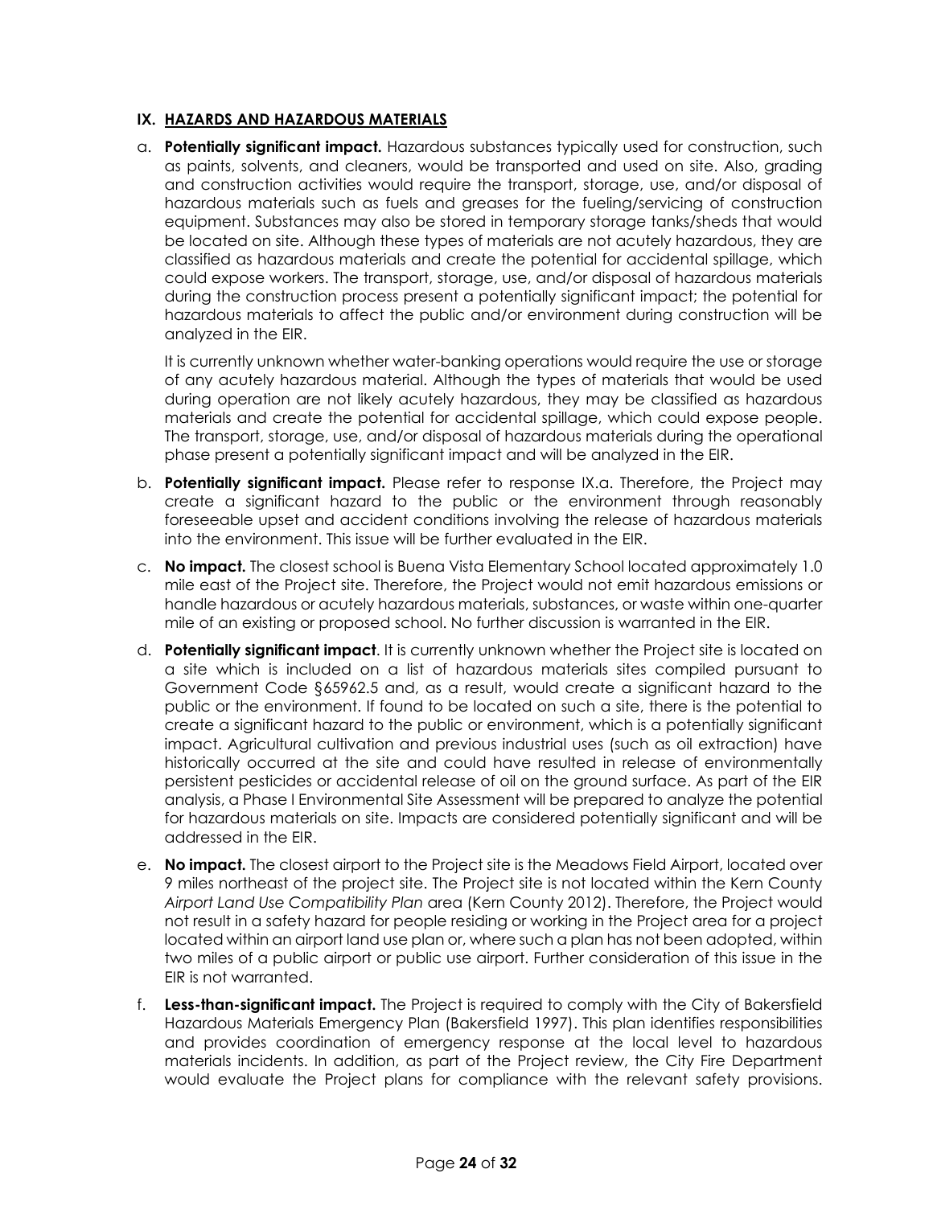## IX. HAZARDS AND HAZARDOUS MATERIALS

a. **Potentially significant impact.** Hazardous substances typically used for construction, such as paints, solvents, and cleaners, would be transported and used on site. Also, grading and construction activities would require the transport, storage, use, and/or disposal of hazardous materials such as fuels and greases for the fueling/servicing of construction equipment. Substances may also be stored in temporary storage tanks/sheds that would be located on site. Although these types of materials are not acutely hazardous, they are classified as hazardous materials and create the potential for accidental spillage, which could expose workers. The transport, storage, use, and/or disposal of hazardous materials during the construction process present a potentially significant impact; the potential for hazardous materials to affect the public and/or environment during construction will be analyzed in the EIR.

   It is currently unknown whether water-banking operations would require the use or storage of any acutely hazardous material. Although the types of materials that would be used during operation are not likely acutely hazardous, they may be classified as hazardous materials and create the potential for accidental spillage, which could expose people. The transport, storage, use, and/or disposal of hazardous materials during the operational phase present a potentially significant impact and will be analyzed in the EIR.

b. **Potentially significant impact.** Please refer to response IX.a. Therefore, the Project may create a significant hazard to the public or the environment through reasonably foreseeable upset and accident conditions involving the release of hazardous materials into the environment. This issue will be further evaluated in the EIR.

c. **No impact.** The closest school is Buena Vista Elementary School located approximately 1.0 mile east of the Project site. Therefore, the Project would not emit hazardous emissions or handle hazardous or acutely hazardous materials, substances, or waste within one-quarter mile of an existing or proposed school. No further discussion is warranted in the EIR.

d. **Potentially significant impact**. It is currently unknown whether the Project site is located on a site which is included on a list of hazardous materials sites compiled pursuant to Government Code §65962.5 and, as a result, would create a significant hazard to the public or the environment. If found to be located on such a site, there is the potential to create a significant hazard to the public or environment, which is a potentially significant impact. Agricultural cultivation and previous industrial uses (such as oil extraction) have historically occurred at the site and could have resulted in release of environmentally persistent pesticides or accidental release of oil on the ground surface. As part of the EIR analysis, a Phase I Environmental Site Assessment will be prepared to analyze the potential for hazardous materials on site. Impacts are considered potentially significant and will be addressed in the EIR.

e. **No impact.** The closest airport to the Project site is the Meadows Field Airport, located over 9 miles northeast of the project site. The Project site is not located within the Kern County *Airport Land Use Compatibility Plan* area (Kern County 2012). Therefore, the Project would not result in a safety hazard for people residing or working in the Project area for a project located within an airport land use plan or, where such a plan has not been adopted, within two miles of a public airport or public use airport. Further consideration of this issue in the EIR is not warranted.

f. **Less-than-significant impact.** The Project is required to comply with the City of Bakersfield Hazardous Materials Emergency Plan (Bakersfield 1997). This plan identifies responsibilities and provides coordination of emergency response at the local level to hazardous materials incidents. In addition, as part of the Project review, the City Fire Department would evaluate the Project plans for compliance with the relevant safety provisions.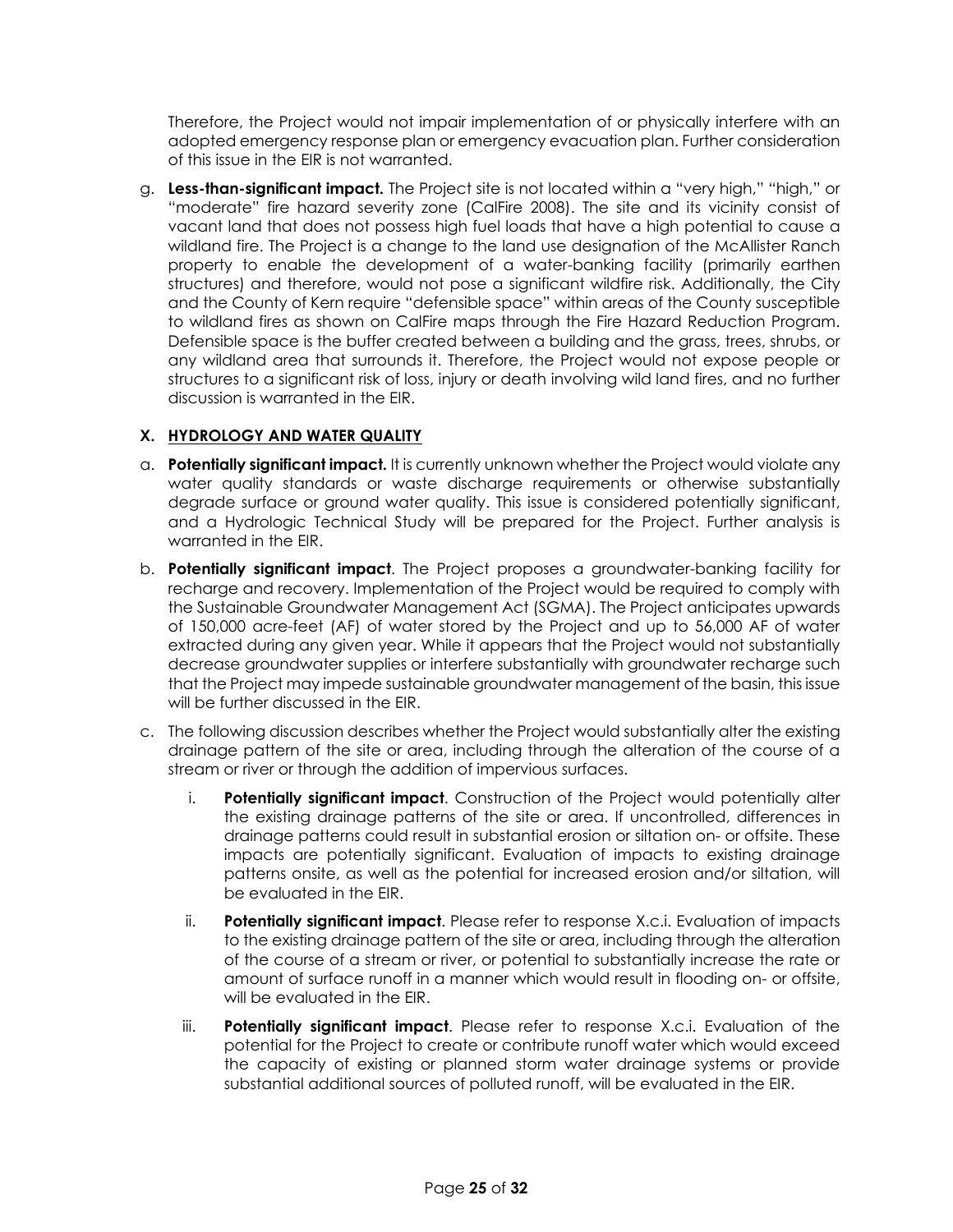Therefore, the Project would not impair implementation of or physically interfere with an adopted emergency response plan or emergency evacuation plan. Further consideration of this issue in the EIR is not warranted.

g. **Less-than-significant impact.** The Project site is not located within a "very high," "high," or "moderate" fire hazard severity zone (CalFire 2008). The site and its vicinity consist of vacant land that does not possess high fuel loads that have a high potential to cause a wildland fire. The Project is a change to the land use designation of the McAllister Ranch property to enable the development of a water-banking facility (primarily earthen structures) and therefore, would not pose a significant wildfire risk. Additionally, the City and the County of Kern require "defensible space" within areas of the County susceptible to wildland fires as shown on CalFire maps through the Fire Hazard Reduction Program. Defensible space is the buffer created between a building and the grass, trees, shrubs, or any wildland area that surrounds it. Therefore, the Project would not expose people or structures to a significant risk of loss, injury or death involving wild land fires, and no further discussion is warranted in the EIR.

## X. HYDROLOGY AND WATER QUALITY

a. **Potentially significant impact.** It is currently unknown whether the Project would violate any water quality standards or waste discharge requirements or otherwise substantially degrade surface or ground water quality. This issue is considered potentially significant, and a Hydrologic Technical Study will be prepared for the Project. Further analysis is warranted in the EIR.

b. **Potentially significant impact**. The Project proposes a groundwater-banking facility for recharge and recovery. Implementation of the Project would be required to comply with the Sustainable Groundwater Management Act (SGMA). The Project anticipates upwards of 150,000 acre-feet (AF) of water stored by the Project and up to 56,000 AF of water extracted during any given year. While it appears that the Project would not substantially decrease groundwater supplies or interfere substantially with groundwater recharge such that the Project may impede sustainable groundwater management of the basin, this issue will be further discussed in the EIR.

c. The following discussion describes whether the Project would substantially alter the existing drainage pattern of the site or area, including through the alteration of the course of a stream or river or through the addition of impervious surfaces.

   i. **Potentially significant impact**. Construction of the Project would potentially alter the existing drainage patterns of the site or area. If uncontrolled, differences in drainage patterns could result in substantial erosion or siltation on- or offsite. These impacts are potentially significant. Evaluation of impacts to existing drainage patterns onsite, as well as the potential for increased erosion and/or siltation, will be evaluated in the EIR.

   ii. **Potentially significant impact**. Please refer to response X.c.i. Evaluation of impacts to the existing drainage pattern of the site or area, including through the alteration of the course of a stream or river, or potential to substantially increase the rate or amount of surface runoff in a manner which would result in flooding on- or offsite, will be evaluated in the EIR.

   iii. **Potentially significant impact**. Please refer to response X.c.i. Evaluation of the potential for the Project to create or contribute runoff water which would exceed the capacity of existing or planned storm water drainage systems or provide substantial additional sources of polluted runoff, will be evaluated in the EIR.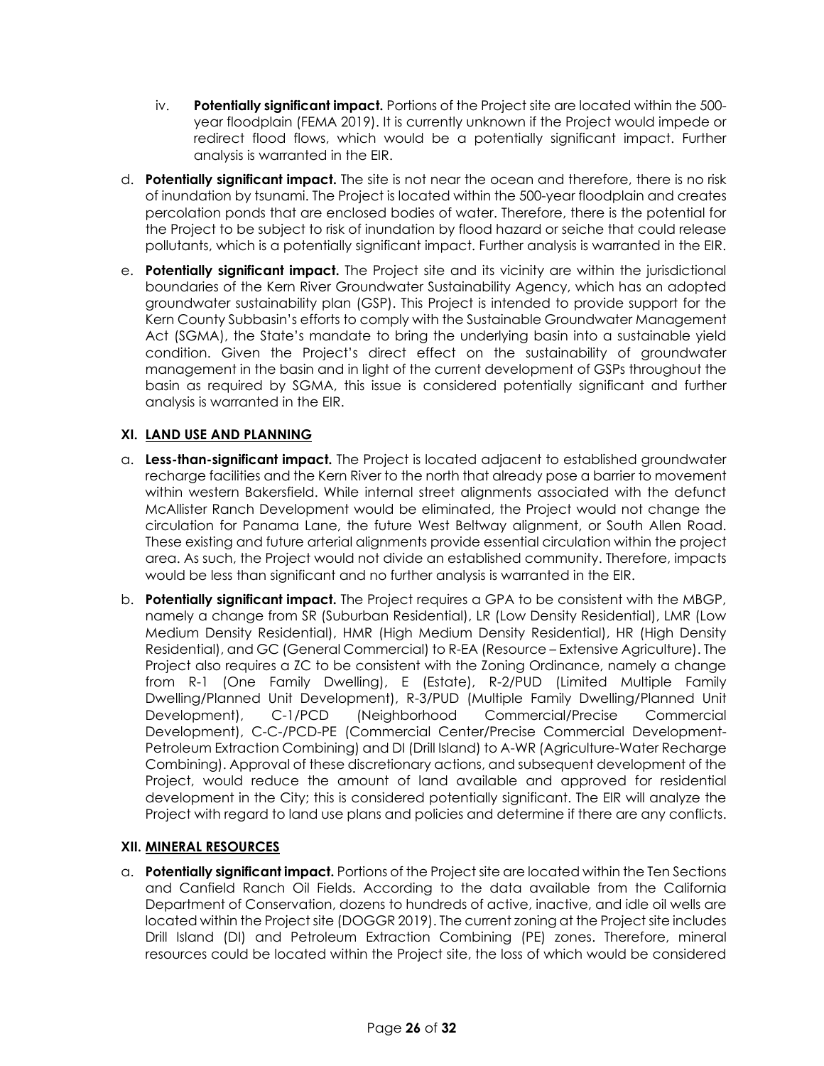iv. **Potentially significant impact.** Portions of the Project site are located within the 500-year floodplain (FEMA 2019). It is currently unknown if the Project would impede or redirect flood flows, which would be a potentially significant impact. Further analysis is warranted in the EIR.

d. **Potentially significant impact.** The site is not near the ocean and therefore, there is no risk of inundation by tsunami. The Project is located within the 500-year floodplain and creates percolation ponds that are enclosed bodies of water. Therefore, there is the potential for the Project to be subject to risk of inundation by flood hazard or seiche that could release pollutants, which is a potentially significant impact. Further analysis is warranted in the EIR.

e. **Potentially significant impact.** The Project site and its vicinity are within the jurisdictional boundaries of the Kern River Groundwater Sustainability Agency, which has an adopted groundwater sustainability plan (GSP). This Project is intended to provide support for the Kern County Subbasin's efforts to comply with the Sustainable Groundwater Management Act (SGMA), the State's mandate to bring the underlying basin into a sustainable yield condition. Given the Project's direct effect on the sustainability of groundwater management in the basin and in light of the current development of GSPs throughout the basin as required by SGMA, this issue is considered potentially significant and further analysis is warranted in the EIR.

### XI. LAND USE AND PLANNING

a. **Less-than-significant impact.** The Project is located adjacent to established groundwater recharge facilities and the Kern River to the north that already pose a barrier to movement within western Bakersfield. While internal street alignments associated with the defunct McAllister Ranch Development would be eliminated, the Project would not change the circulation for Panama Lane, the future West Beltway alignment, or South Allen Road. These existing and future arterial alignments provide essential circulation within the project area. As such, the Project would not divide an established community. Therefore, impacts would be less than significant and no further analysis is warranted in the EIR.

b. **Potentially significant impact.** The Project requires a GPA to be consistent with the MBGP, namely a change from SR (Suburban Residential), LR (Low Density Residential), LMR (Low Medium Density Residential), HMR (High Medium Density Residential), HR (High Density Residential), and GC (General Commercial) to R-EA (Resource – Extensive Agriculture). The Project also requires a ZC to be consistent with the Zoning Ordinance, namely a change from R-1 (One Family Dwelling), E (Estate), R-2/PUD (Limited Multiple Family Dwelling/Planned Unit Development), R-3/PUD (Multiple Family Dwelling/Planned Unit Development), C-1/PCD (Neighborhood Commercial/Precise Commercial Development), C-C-/PCD-PE (Commercial Center/Precise Commercial Development-Petroleum Extraction Combining) and DI (Drill Island) to A-WR (Agriculture-Water Recharge Combining). Approval of these discretionary actions, and subsequent development of the Project, would reduce the amount of land available and approved for residential development in the City; this is considered potentially significant. The EIR will analyze the Project with regard to land use plans and policies and determine if there are any conflicts.

### XII. MINERAL RESOURCES

a. **Potentially significant impact.** Portions of the Project site are located within the Ten Sections and Canfield Ranch Oil Fields. According to the data available from the California Department of Conservation, dozens to hundreds of active, inactive, and idle oil wells are located within the Project site (DOGGR 2019). The current zoning at the Project site includes Drill Island (DI) and Petroleum Extraction Combining (PE) zones. Therefore, mineral resources could be located within the Project site, the loss of which would be considered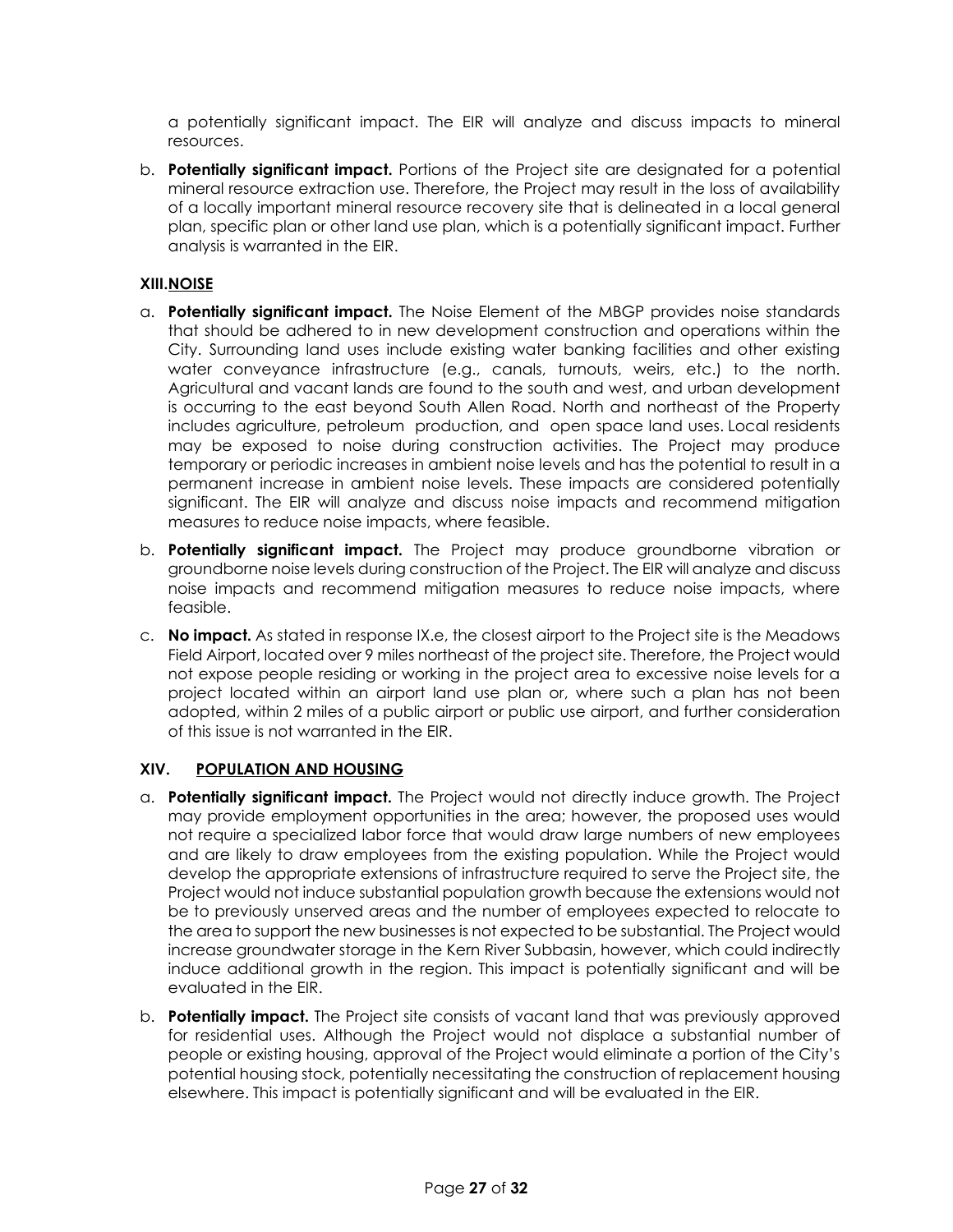a potentially significant impact. The EIR will analyze and discuss impacts to mineral resources.

b. **Potentially significant impact.** Portions of the Project site are designated for a potential mineral resource extraction use. Therefore, the Project may result in the loss of availability of a locally important mineral resource recovery site that is delineated in a local general plan, specific plan or other land use plan, which is a potentially significant impact. Further analysis is warranted in the EIR.

**XIII.NOISE**

a. **Potentially significant impact.** The Noise Element of the MBGP provides noise standards that should be adhered to in new development construction and operations within the City. Surrounding land uses include existing water banking facilities and other existing water conveyance infrastructure (e.g., canals, turnouts, weirs, etc.) to the north. Agricultural and vacant lands are found to the south and west, and urban development is occurring to the east beyond South Allen Road. North and northeast of the Property includes agriculture, petroleum production, and open space land uses. Local residents may be exposed to noise during construction activities. The Project may produce temporary or periodic increases in ambient noise levels and has the potential to result in a permanent increase in ambient noise levels. These impacts are considered potentially significant. The EIR will analyze and discuss noise impacts and recommend mitigation measures to reduce noise impacts, where feasible.

b. **Potentially significant impact.** The Project may produce groundborne vibration or groundborne noise levels during construction of the Project. The EIR will analyze and discuss noise impacts and recommend mitigation measures to reduce noise impacts, where feasible.

c. **No impact.** As stated in response IX.e, the closest airport to the Project site is the Meadows Field Airport, located over 9 miles northeast of the project site. Therefore, the Project would not expose people residing or working in the project area to excessive noise levels for a project located within an airport land use plan or, where such a plan has not been adopted, within 2 miles of a public airport or public use airport, and further consideration of this issue is not warranted in the EIR.

**XIV. POPULATION AND HOUSING**

a. **Potentially significant impact.** The Project would not directly induce growth. The Project may provide employment opportunities in the area; however, the proposed uses would not require a specialized labor force that would draw large numbers of new employees and are likely to draw employees from the existing population. While the Project would develop the appropriate extensions of infrastructure required to serve the Project site, the Project would not induce substantial population growth because the extensions would not be to previously unserved areas and the number of employees expected to relocate to the area to support the new businesses is not expected to be substantial. The Project would increase groundwater storage in the Kern River Subbasin, however, which could indirectly induce additional growth in the region. This impact is potentially significant and will be evaluated in the EIR.

b. **Potentially impact.** The Project site consists of vacant land that was previously approved for residential uses. Although the Project would not displace a substantial number of people or existing housing, approval of the Project would eliminate a portion of the City's potential housing stock, potentially necessitating the construction of replacement housing elsewhere. This impact is potentially significant and will be evaluated in the EIR.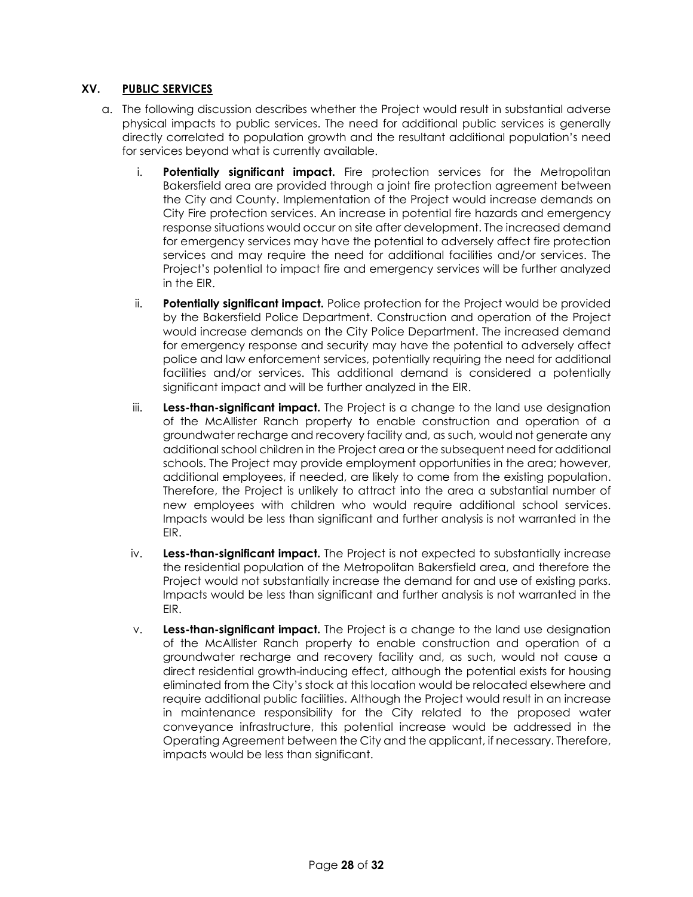### XV. PUBLIC SERVICES

a. The following discussion describes whether the Project would result in substantial adverse physical impacts to public services. The need for additional public services is generally directly correlated to population growth and the resultant additional population's need for services beyond what is currently available.

   i. **Potentially significant impact.** Fire protection services for the Metropolitan Bakersfield area are provided through a joint fire protection agreement between the City and County. Implementation of the Project would increase demands on City Fire protection services. An increase in potential fire hazards and emergency response situations would occur on site after development. The increased demand for emergency services may have the potential to adversely affect fire protection services and may require the need for additional facilities and/or services. The Project's potential to impact fire and emergency services will be further analyzed in the EIR.

   ii. **Potentially significant impact.** Police protection for the Project would be provided by the Bakersfield Police Department. Construction and operation of the Project would increase demands on the City Police Department. The increased demand for emergency response and security may have the potential to adversely affect police and law enforcement services, potentially requiring the need for additional facilities and/or services. This additional demand is considered a potentially significant impact and will be further analyzed in the EIR.

   iii. **Less-than-significant impact.** The Project is a change to the land use designation of the McAllister Ranch property to enable construction and operation of a groundwater recharge and recovery facility and, as such, would not generate any additional school children in the Project area or the subsequent need for additional schools. The Project may provide employment opportunities in the area; however, additional employees, if needed, are likely to come from the existing population. Therefore, the Project is unlikely to attract into the area a substantial number of new employees with children who would require additional school services. Impacts would be less than significant and further analysis is not warranted in the EIR.

   iv. **Less-than-significant impact.** The Project is not expected to substantially increase the residential population of the Metropolitan Bakersfield area, and therefore the Project would not substantially increase the demand for and use of existing parks. Impacts would be less than significant and further analysis is not warranted in the EIR.

   v. **Less-than-significant impact.** The Project is a change to the land use designation of the McAllister Ranch property to enable construction and operation of a groundwater recharge and recovery facility and, as such, would not cause a direct residential growth-inducing effect, although the potential exists for housing eliminated from the City's stock at this location would be relocated elsewhere and require additional public facilities. Although the Project would result in an increase in maintenance responsibility for the City related to the proposed water conveyance infrastructure, this potential increase would be addressed in the Operating Agreement between the City and the applicant, if necessary. Therefore, impacts would be less than significant.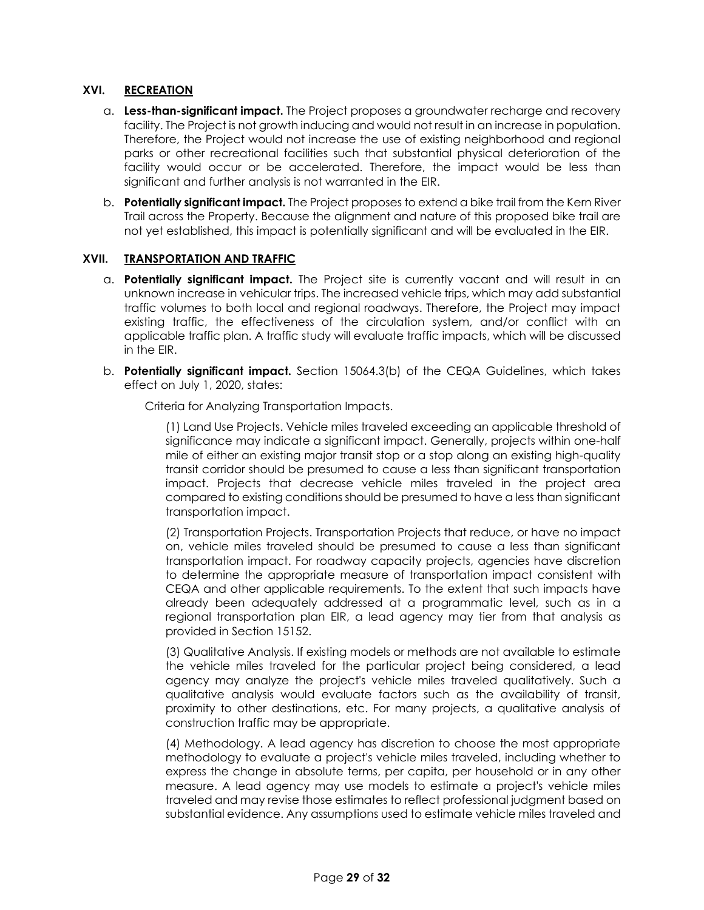## XVI. RECREATION

a. **Less-than-significant impact.** The Project proposes a groundwater recharge and recovery facility. The Project is not growth inducing and would not result in an increase in population. Therefore, the Project would not increase the use of existing neighborhood and regional parks or other recreational facilities such that substantial physical deterioration of the facility would occur or be accelerated. Therefore, the impact would be less than significant and further analysis is not warranted in the EIR.

b. **Potentially significant impact.** The Project proposes to extend a bike trail from the Kern River Trail across the Property. Because the alignment and nature of this proposed bike trail are not yet established, this impact is potentially significant and will be evaluated in the EIR.

## XVII. TRANSPORTATION AND TRAFFIC

a. **Potentially significant impact.** The Project site is currently vacant and will result in an unknown increase in vehicular trips. The increased vehicle trips, which may add substantial traffic volumes to both local and regional roadways. Therefore, the Project may impact existing traffic, the effectiveness of the circulation system, and/or conflict with an applicable traffic plan. A traffic study will evaluate traffic impacts, which will be discussed in the EIR.

b. **Potentially significant impact.** Section 15064.3(b) of the CEQA Guidelines, which takes effect on July 1, 2020, states:

   Criteria for Analyzing Transportation Impacts.

   > (1) Land Use Projects. Vehicle miles traveled exceeding an applicable threshold of significance may indicate a significant impact. Generally, projects within one-half mile of either an existing major transit stop or a stop along an existing high-quality transit corridor should be presumed to cause a less than significant transportation impact. Projects that decrease vehicle miles traveled in the project area compared to existing conditions should be presumed to have a less than significant transportation impact.
   >
   > (2) Transportation Projects. Transportation Projects that reduce, or have no impact on, vehicle miles traveled should be presumed to cause a less than significant transportation impact. For roadway capacity projects, agencies have discretion to determine the appropriate measure of transportation impact consistent with CEQA and other applicable requirements. To the extent that such impacts have already been adequately addressed at a programmatic level, such as in a regional transportation plan EIR, a lead agency may tier from that analysis as provided in Section 15152.
   >
   > (3) Qualitative Analysis. If existing models or methods are not available to estimate the vehicle miles traveled for the particular project being considered, a lead agency may analyze the project's vehicle miles traveled qualitatively. Such a qualitative analysis would evaluate factors such as the availability of transit, proximity to other destinations, etc. For many projects, a qualitative analysis of construction traffic may be appropriate.
   >
   > (4) Methodology. A lead agency has discretion to choose the most appropriate methodology to evaluate a project's vehicle miles traveled, including whether to express the change in absolute terms, per capita, per household or in any other measure. A lead agency may use models to estimate a project's vehicle miles traveled and may revise those estimates to reflect professional judgment based on substantial evidence. Any assumptions used to estimate vehicle miles traveled and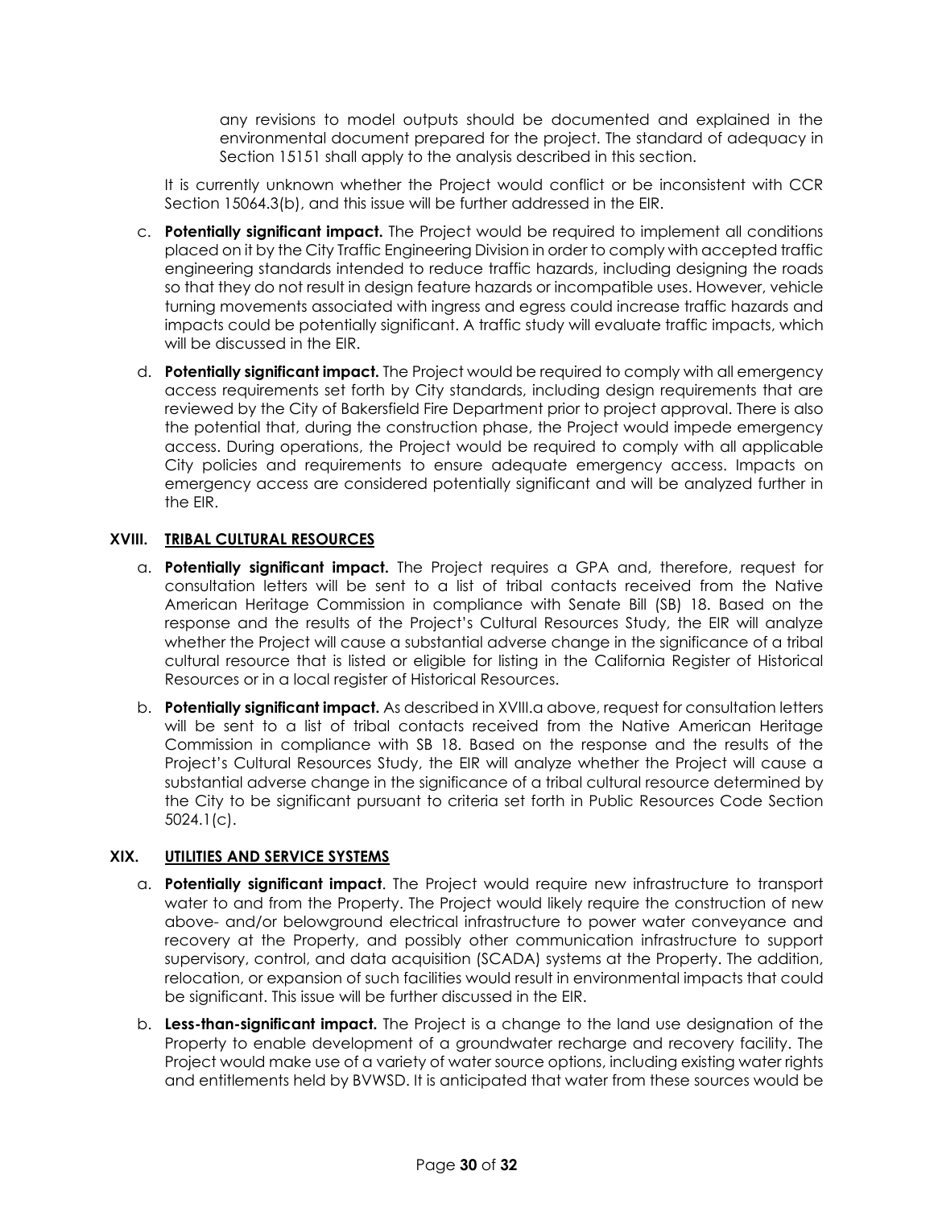any revisions to model outputs should be documented and explained in the environmental document prepared for the project. The standard of adequacy in Section 15151 shall apply to the analysis described in this section.

It is currently unknown whether the Project would conflict or be inconsistent with CCR Section 15064.3(b), and this issue will be further addressed in the EIR.

c. **Potentially significant impact.** The Project would be required to implement all conditions placed on it by the City Traffic Engineering Division in order to comply with accepted traffic engineering standards intended to reduce traffic hazards, including designing the roads so that they do not result in design feature hazards or incompatible uses. However, vehicle turning movements associated with ingress and egress could increase traffic hazards and impacts could be potentially significant. A traffic study will evaluate traffic impacts, which will be discussed in the EIR.

d. **Potentially significant impact.** The Project would be required to comply with all emergency access requirements set forth by City standards, including design requirements that are reviewed by the City of Bakersfield Fire Department prior to project approval. There is also the potential that, during the construction phase, the Project would impede emergency access. During operations, the Project would be required to comply with all applicable City policies and requirements to ensure adequate emergency access. Impacts on emergency access are considered potentially significant and will be analyzed further in the EIR.

## XVIII. TRIBAL CULTURAL RESOURCES

a. **Potentially significant impact.** The Project requires a GPA and, therefore, request for consultation letters will be sent to a list of tribal contacts received from the Native American Heritage Commission in compliance with Senate Bill (SB) 18. Based on the response and the results of the Project's Cultural Resources Study, the EIR will analyze whether the Project will cause a substantial adverse change in the significance of a tribal cultural resource that is listed or eligible for listing in the California Register of Historical Resources or in a local register of Historical Resources.

b. **Potentially significant impact.** As described in XVIII.a above, request for consultation letters will be sent to a list of tribal contacts received from the Native American Heritage Commission in compliance with SB 18. Based on the response and the results of the Project's Cultural Resources Study, the EIR will analyze whether the Project will cause a substantial adverse change in the significance of a tribal cultural resource determined by the City to be significant pursuant to criteria set forth in Public Resources Code Section 5024.1(c).

## XIX. UTILITIES AND SERVICE SYSTEMS

a. **Potentially significant impact**. The Project would require new infrastructure to transport water to and from the Property. The Project would likely require the construction of new above- and/or belowground electrical infrastructure to power water conveyance and recovery at the Property, and possibly other communication infrastructure to support supervisory, control, and data acquisition (SCADA) systems at the Property. The addition, relocation, or expansion of such facilities would result in environmental impacts that could be significant. This issue will be further discussed in the EIR.

b. **Less-than-significant impact.** The Project is a change to the land use designation of the Property to enable development of a groundwater recharge and recovery facility. The Project would make use of a variety of water source options, including existing water rights and entitlements held by BVWSD. It is anticipated that water from these sources would be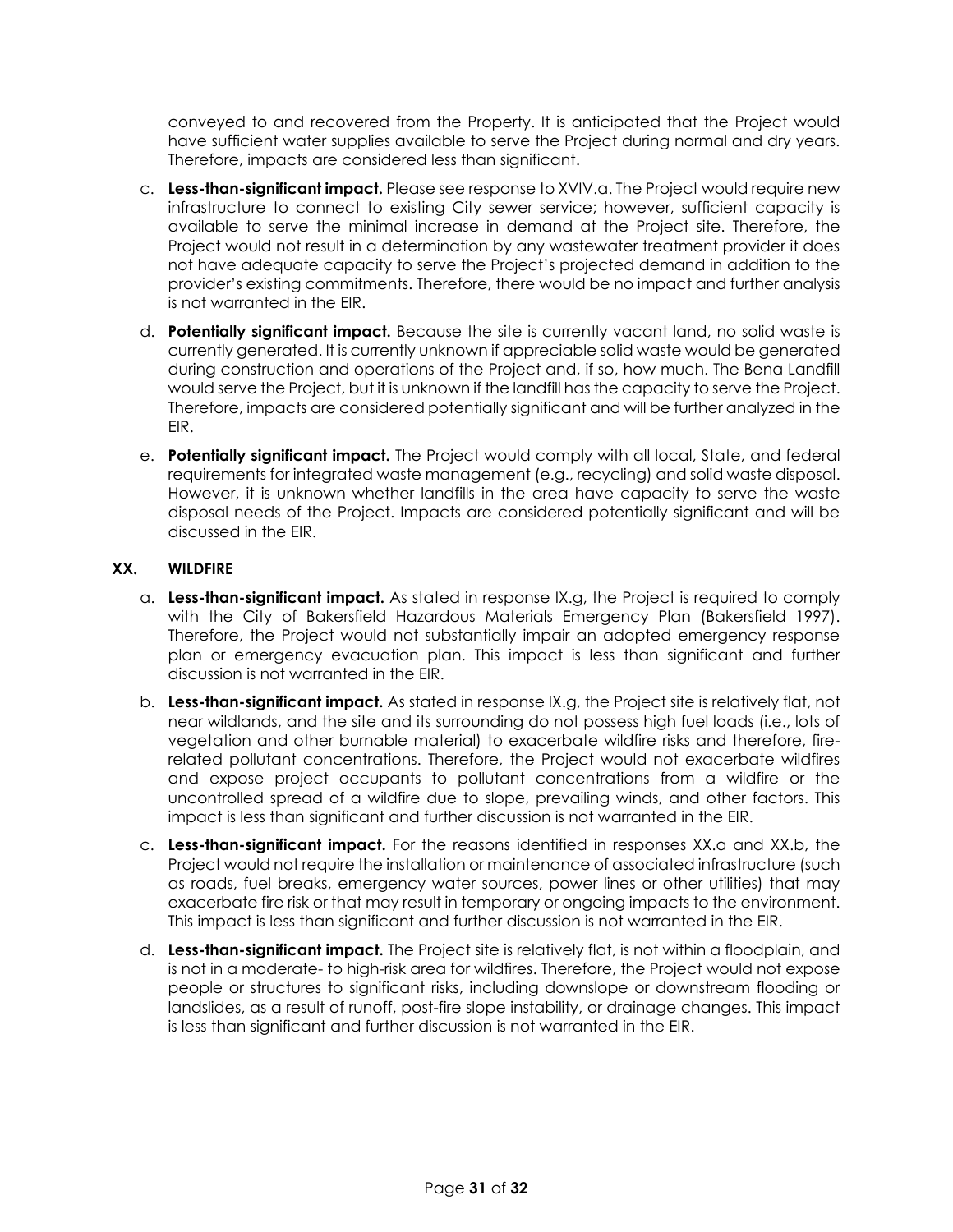conveyed to and recovered from the Property. It is anticipated that the Project would have sufficient water supplies available to serve the Project during normal and dry years. Therefore, impacts are considered less than significant.

c. **Less-than-significant impact.** Please see response to XVIV.a. The Project would require new infrastructure to connect to existing City sewer service; however, sufficient capacity is available to serve the minimal increase in demand at the Project site. Therefore, the Project would not result in a determination by any wastewater treatment provider it does not have adequate capacity to serve the Project's projected demand in addition to the provider's existing commitments. Therefore, there would be no impact and further analysis is not warranted in the EIR.

d. **Potentially significant impact.** Because the site is currently vacant land, no solid waste is currently generated. It is currently unknown if appreciable solid waste would be generated during construction and operations of the Project and, if so, how much. The Bena Landfill would serve the Project, but it is unknown if the landfill has the capacity to serve the Project. Therefore, impacts are considered potentially significant and will be further analyzed in the EIR.

e. **Potentially significant impact.** The Project would comply with all local, State, and federal requirements for integrated waste management (e.g., recycling) and solid waste disposal. However, it is unknown whether landfills in the area have capacity to serve the waste disposal needs of the Project. Impacts are considered potentially significant and will be discussed in the EIR.

## XX. WILDFIRE

a. **Less-than-significant impact.** As stated in response IX.g, the Project is required to comply with the City of Bakersfield Hazardous Materials Emergency Plan (Bakersfield 1997). Therefore, the Project would not substantially impair an adopted emergency response plan or emergency evacuation plan. This impact is less than significant and further discussion is not warranted in the EIR.

b. **Less-than-significant impact.** As stated in response IX.g, the Project site is relatively flat, not near wildlands, and the site and its surrounding do not possess high fuel loads (i.e., lots of vegetation and other burnable material) to exacerbate wildfire risks and therefore, fire-related pollutant concentrations. Therefore, the Project would not exacerbate wildfires and expose project occupants to pollutant concentrations from a wildfire or the uncontrolled spread of a wildfire due to slope, prevailing winds, and other factors. This impact is less than significant and further discussion is not warranted in the EIR.

c. **Less-than-significant impact.** For the reasons identified in responses XX.a and XX.b, the Project would not require the installation or maintenance of associated infrastructure (such as roads, fuel breaks, emergency water sources, power lines or other utilities) that may exacerbate fire risk or that may result in temporary or ongoing impacts to the environment. This impact is less than significant and further discussion is not warranted in the EIR.

d. **Less-than-significant impact.** The Project site is relatively flat, is not within a floodplain, and is not in a moderate- to high-risk area for wildfires. Therefore, the Project would not expose people or structures to significant risks, including downslope or downstream flooding or landslides, as a result of runoff, post-fire slope instability, or drainage changes. This impact is less than significant and further discussion is not warranted in the EIR.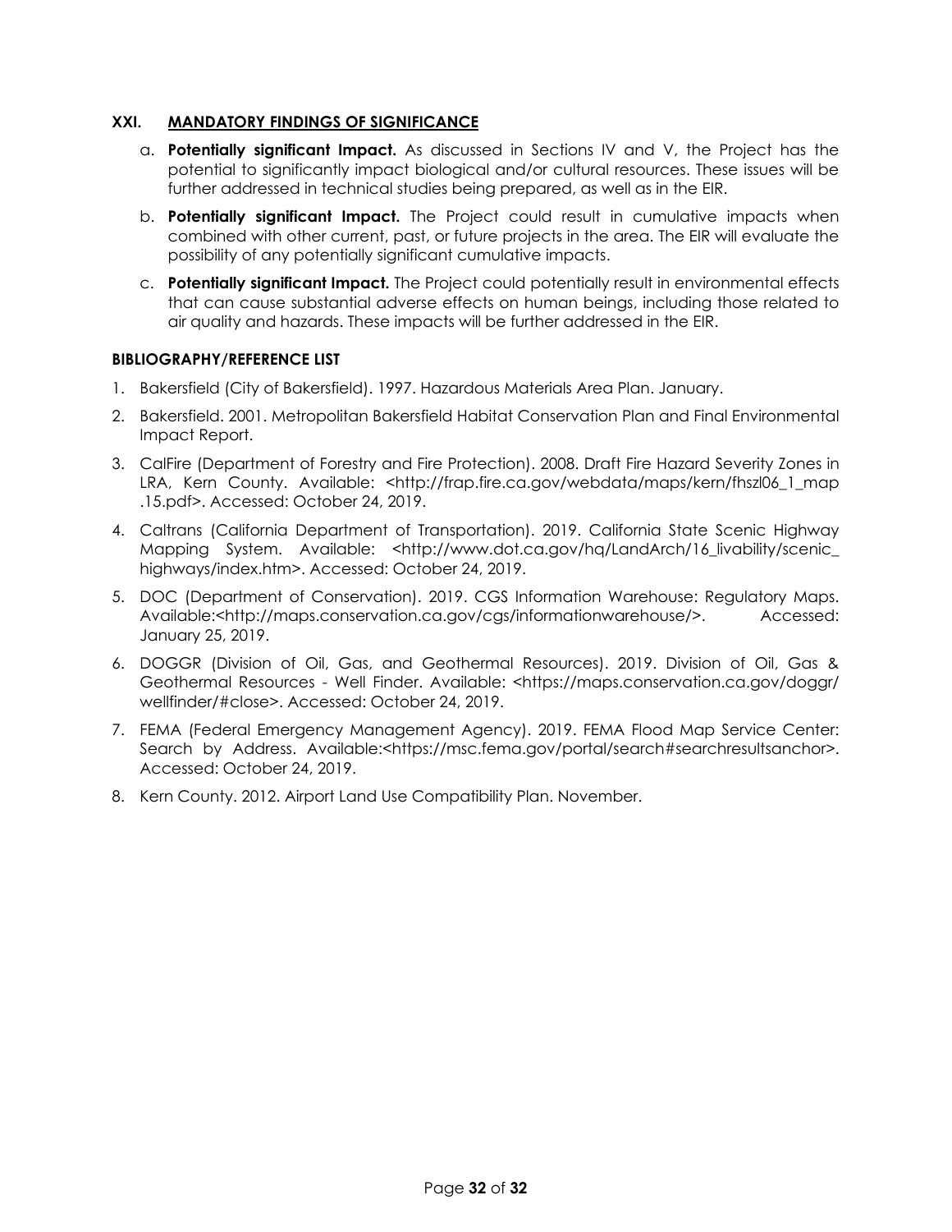## XXI. MANDATORY FINDINGS OF SIGNIFICANCE

a. **Potentially significant Impact.** As discussed in Sections IV and V, the Project has the potential to significantly impact biological and/or cultural resources. These issues will be further addressed in technical studies being prepared, as well as in the EIR.

b. **Potentially significant Impact.** The Project could result in cumulative impacts when combined with other current, past, or future projects in the area. The EIR will evaluate the possibility of any potentially significant cumulative impacts.

c. **Potentially significant Impact.** The Project could potentially result in environmental effects that can cause substantial adverse effects on human beings, including those related to air quality and hazards. These impacts will be further addressed in the EIR.

### BIBLIOGRAPHY/REFERENCE LIST

1. Bakersfield (City of Bakersfield). 1997. Hazardous Materials Area Plan. January.
2. Bakersfield. 2001. Metropolitan Bakersfield Habitat Conservation Plan and Final Environmental Impact Report.
3. CalFire (Department of Forestry and Fire Protection). 2008. Draft Fire Hazard Severity Zones in LRA, Kern County. Available: <http://frap.fire.ca.gov/webdata/maps/kern/fhszl06_1_map.15.pdf>. Accessed: October 24, 2019.
4. Caltrans (California Department of Transportation). 2019. California State Scenic Highway Mapping System. Available: <http://www.dot.ca.gov/hq/LandArch/16_livability/scenic_highways/index.htm>. Accessed: October 24, 2019.
5. DOC (Department of Conservation). 2019. CGS Information Warehouse: Regulatory Maps. Available:<http://maps.conservation.ca.gov/cgs/informationwarehouse/>. Accessed: January 25, 2019.
6. DOGGR (Division of Oil, Gas, and Geothermal Resources). 2019. Division of Oil, Gas & Geothermal Resources - Well Finder. Available: <https://maps.conservation.ca.gov/doggr/wellfinder/#close>. Accessed: October 24, 2019.
7. FEMA (Federal Emergency Management Agency). 2019. FEMA Flood Map Service Center: Search by Address. Available:<https://msc.fema.gov/portal/search#searchresultsanchor>. Accessed: October 24, 2019.
8. Kern County. 2012. Airport Land Use Compatibility Plan. November.